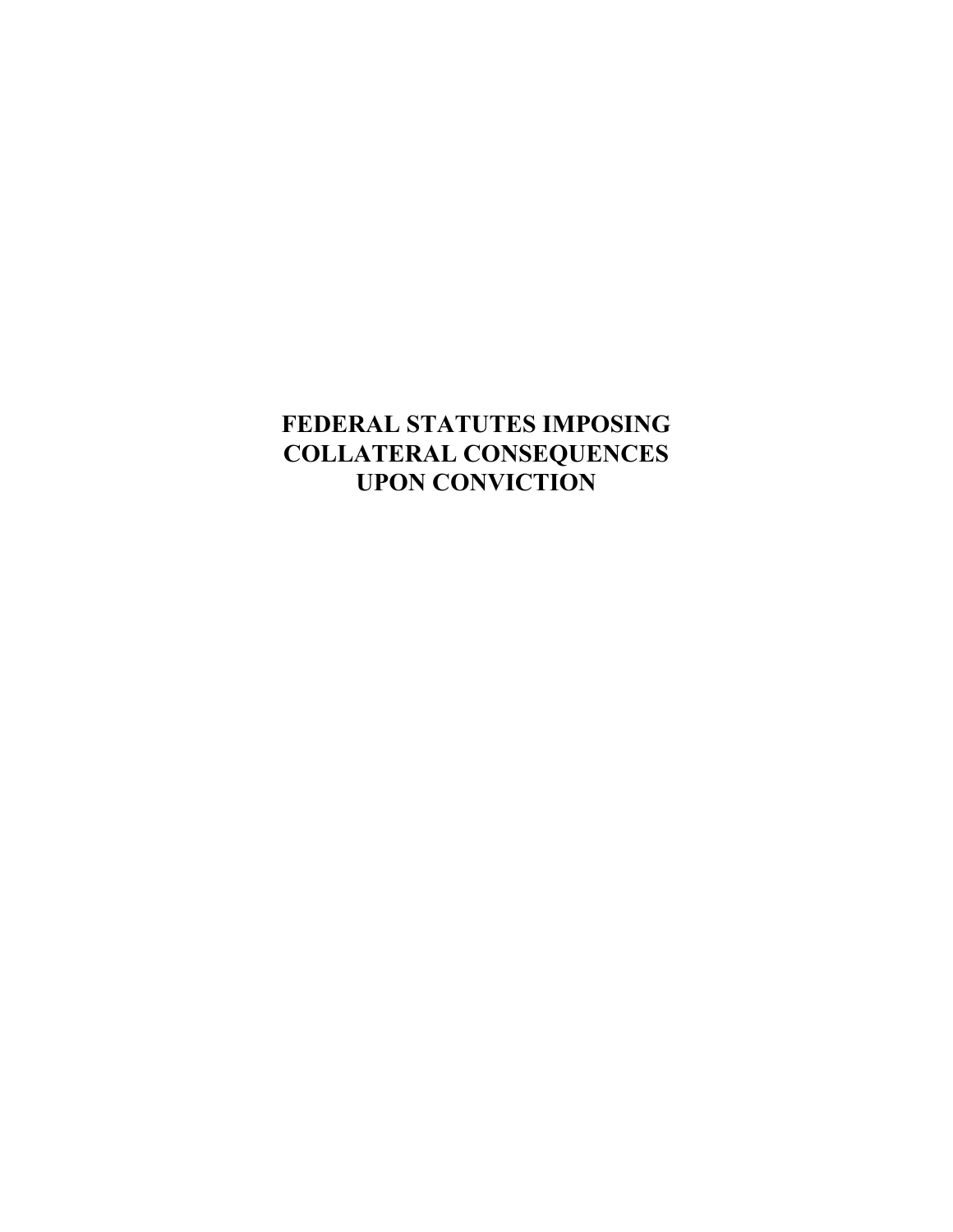# FEDERAL STATUTES IMPOSING COLLATERAL CONSEQUENCES UPON CONVICTION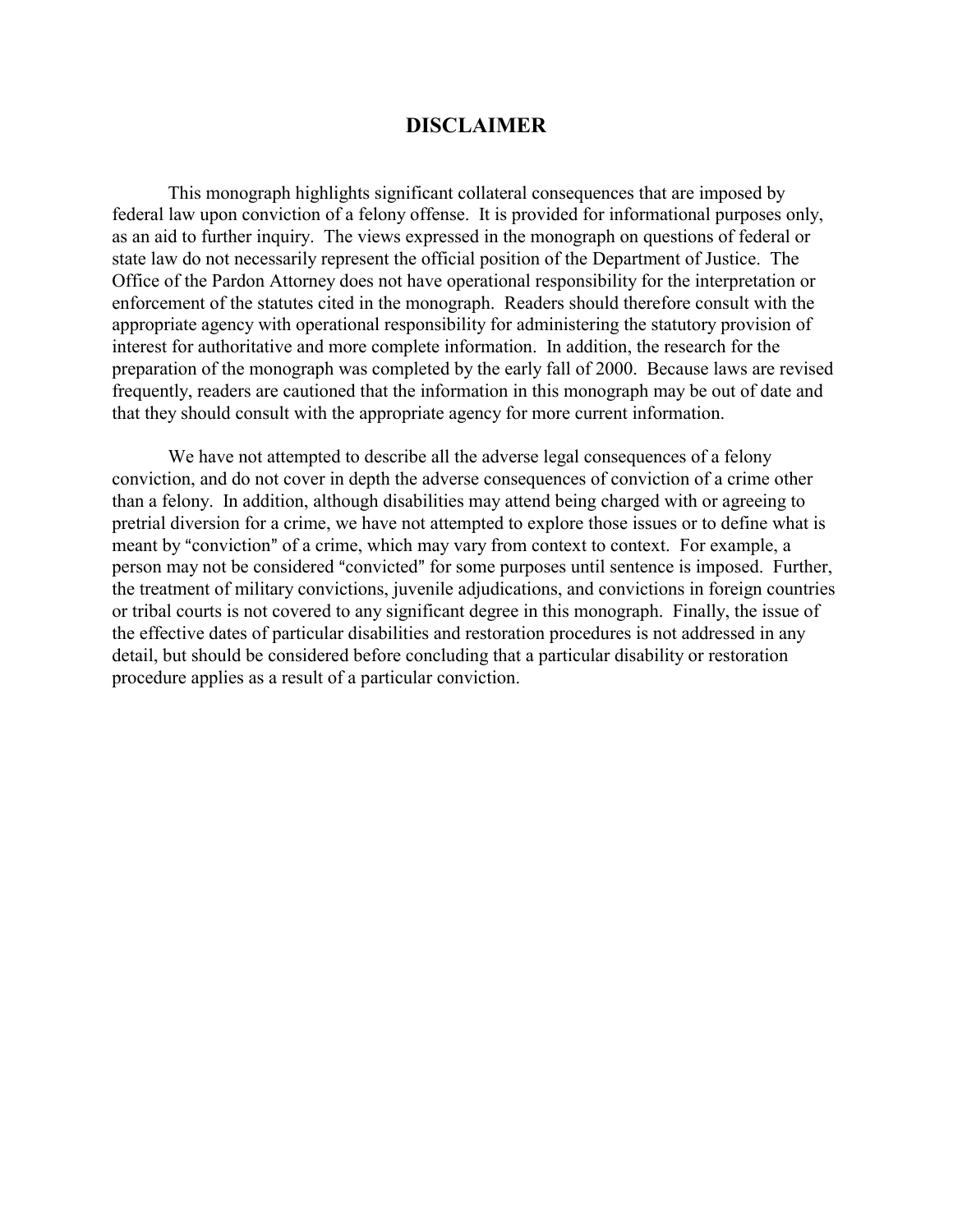## DISCLAIMER

This monograph highlights significant collateral consequences that are imposed by federal law upon conviction of a felony offense. It is provided for informational purposes only, as an aid to further inquiry. The views expressed in the monograph on questions of federal or state law do not necessarily represent the official position of the Department of Justice. The Office of the Pardon Attorney does not have operational responsibility for the interpretation or enforcement of the statutes cited in the monograph. Readers should therefore consult with the appropriate agency with operational responsibility for administering the statutory provision of interest for authoritative and more complete information. In addition, the research for the preparation of the monograph was completed by the early fall of 2000. Because laws are revised frequently, readers are cautioned that the information in this monograph may be out of date and that they should consult with the appropriate agency for more current information.

We have not attempted to describe all the adverse legal consequences of a felony conviction, and do not cover in depth the adverse consequences of conviction of a crime other than a felony. In addition, although disabilities may attend being charged with or agreeing to pretrial diversion for a crime, we have not attempted to explore those issues or to define what is meant by "conviction" of a crime, which may vary from context to context. For example, a person may not be considered "convicted" for some purposes until sentence is imposed. Further, the treatment of military convictions, juvenile adjudications, and convictions in foreign countries or tribal courts is not covered to any significant degree in this monograph. Finally, the issue of the effective dates of particular disabilities and restoration procedures is not addressed in any detail, but should be considered before concluding that a particular disability or restoration procedure applies as a result of a particular conviction.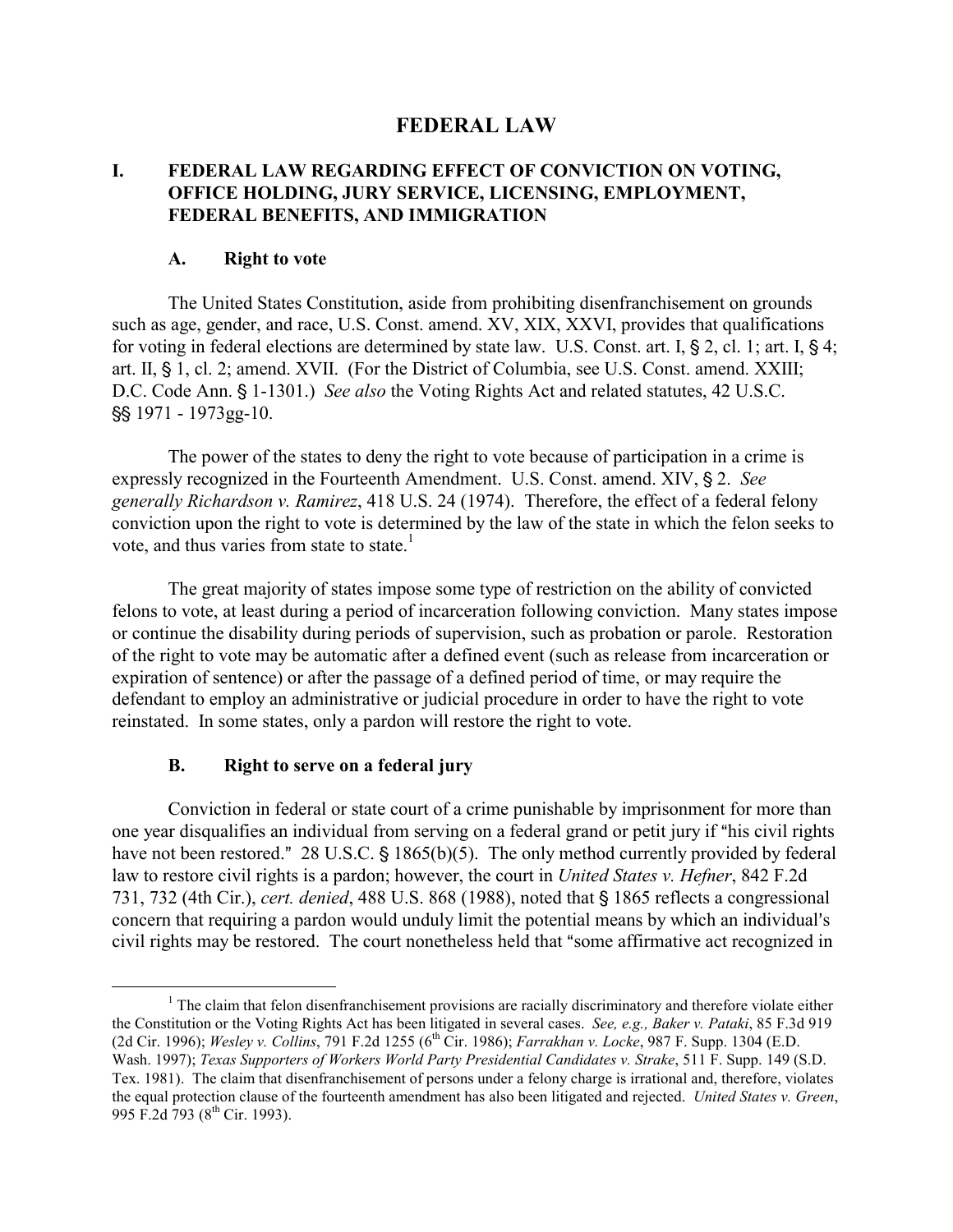# FEDERAL LAW

## I. FEDERAL LAW REGARDING EFFECT OF CONVICTION ON VOTING, OFFICE HOLDING, JURY SERVICE, LICENSING, EMPLOYMENT, FEDERAL BENEFITS, AND IMMIGRATION

### A. Right to vote

The United States Constitution, aside from prohibiting disenfranchisement on grounds such as age, gender, and race, U.S. Const. amend. XV, XIX, XXVI, provides that qualifications for voting in federal elections are determined by state law. U.S. Const. art. I, § 2, cl. 1; art. I, § 4; art. II, § 1, cl. 2; amend. XVII. (For the District of Columbia, see U.S. Const. amend. XXIII; D.C. Code Ann. § 1-1301.) *See also* the Voting Rights Act and related statutes, 42 U.S.C. §§ 1971 - 1973gg-10.

The power of the states to deny the right to vote because of participation in a crime is expressly recognized in the Fourteenth Amendment. U.S. Const. amend. XIV, § 2. *See generally Richardson v. Ramirez*, 418 U.S. 24 (1974). Therefore, the effect of a federal felony conviction upon the right to vote is determined by the law of the state in which the felon seeks to vote, and thus varies from state to state.[1]

The great majority of states impose some type of restriction on the ability of convicted felons to vote, at least during a period of incarceration following conviction. Many states impose or continue the disability during periods of supervision, such as probation or parole. Restoration of the right to vote may be automatic after a defined event (such as release from incarceration or expiration of sentence) or after the passage of a defined period of time, or may require the defendant to employ an administrative or judicial procedure in order to have the right to vote reinstated. In some states, only a pardon will restore the right to vote.

### B. Right to serve on a federal jury

Conviction in federal or state court of a crime punishable by imprisonment for more than one year disqualifies an individual from serving on a federal grand or petit jury if "his civil rights have not been restored." 28 U.S.C. § 1865(b)(5). The only method currently provided by federal law to restore civil rights is a pardon; however, the court in *United States v. Hefner*, 842 F.2d 731, 732 (4th Cir.), *cert. denied*, 488 U.S. 868 (1988), noted that § 1865 reflects a congressional concern that requiring a pardon would unduly limit the potential means by which an individual's civil rights may be restored. The court nonetheless held that "some affirmative act recognized in

---

[1] The claim that felon disenfranchisement provisions are racially discriminatory and therefore violate either the Constitution or the Voting Rights Act has been litigated in several cases. *See, e.g., Baker v. Pataki*, 85 F.3d 919 (2d Cir. 1996); *Wesley v. Collins*, 791 F.2d 1255 (6th Cir. 1986); *Farrakhan v. Locke*, 987 F. Supp. 1304 (E.D. Wash. 1997); *Texas Supporters of Workers World Party Presidential Candidates v. Strake*, 511 F. Supp. 149 (S.D. Tex. 1981). The claim that disenfranchisement of persons under a felony charge is irrational and, therefore, violates the equal protection clause of the fourteenth amendment has also been litigated and rejected. *United States v. Green*, 995 F.2d 793 (8th Cir. 1993).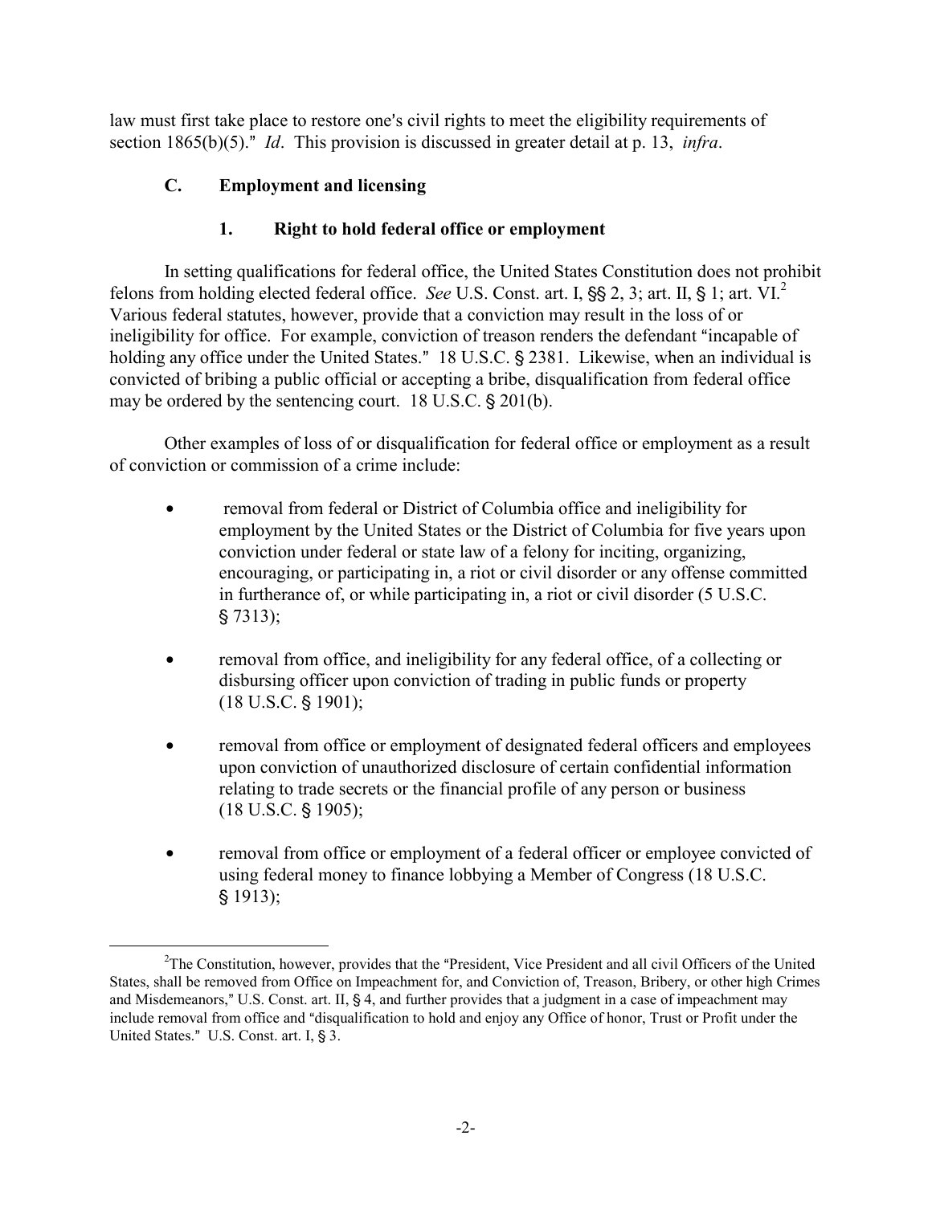law must first take place to restore one's civil rights to meet the eligibility requirements of section 1865(b)(5)." *Id*. This provision is discussed in greater detail at p. 13, *infra*.

### C. Employment and licensing

#### 1. Right to hold federal office or employment

In setting qualifications for federal office, the United States Constitution does not prohibit felons from holding elected federal office. *See* U.S. Const. art. I, §§ 2, 3; art. II, § 1; art. VI.[2] Various federal statutes, however, provide that a conviction may result in the loss of or ineligibility for office. For example, conviction of treason renders the defendant "incapable of holding any office under the United States." 18 U.S.C. § 2381. Likewise, when an individual is convicted of bribing a public official or accepting a bribe, disqualification from federal office may be ordered by the sentencing court. 18 U.S.C. § 201(b).

Other examples of loss of or disqualification for federal office or employment as a result of conviction or commission of a crime include:

- removal from federal or District of Columbia office and ineligibility for employment by the United States or the District of Columbia for five years upon conviction under federal or state law of a felony for inciting, organizing, encouraging, or participating in, a riot or civil disorder or any offense committed in furtherance of, or while participating in, a riot or civil disorder (5 U.S.C. § 7313);
- removal from office, and ineligibility for any federal office, of a collecting or disbursing officer upon conviction of trading in public funds or property (18 U.S.C. § 1901);
- removal from office or employment of designated federal officers and employees upon conviction of unauthorized disclosure of certain confidential information relating to trade secrets or the financial profile of any person or business (18 U.S.C. § 1905);
- removal from office or employment of a federal officer or employee convicted of using federal money to finance lobbying a Member of Congress (18 U.S.C. § 1913);

[2] The Constitution, however, provides that the "President, Vice President and all civil Officers of the United States, shall be removed from Office on Impeachment for, and Conviction of, Treason, Bribery, or other high Crimes and Misdemeanors," U.S. Const. art. II, § 4, and further provides that a judgment in a case of impeachment may include removal from office and "disqualification to hold and enjoy any Office of honor, Trust or Profit under the United States." U.S. Const. art. I, § 3.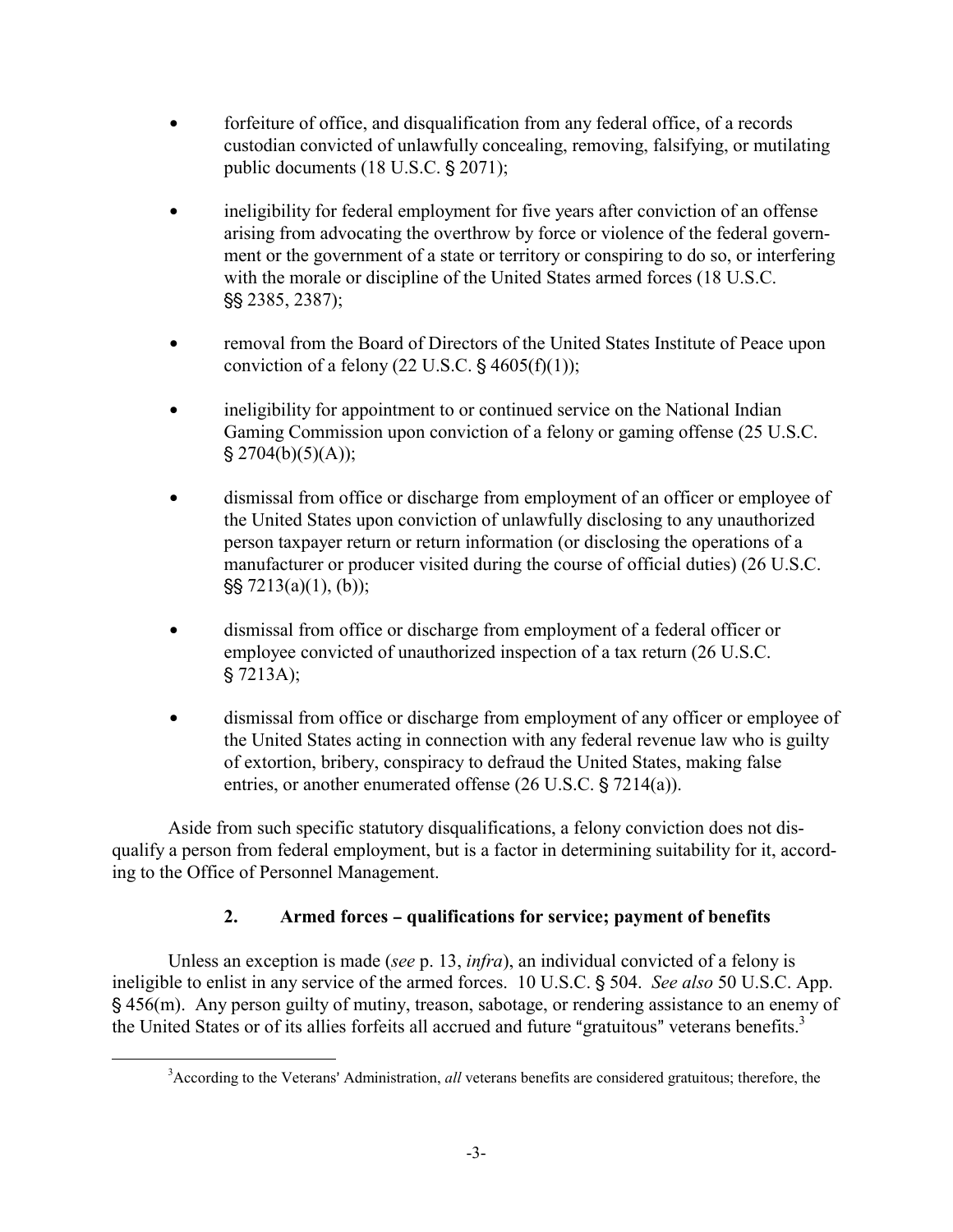- forfeiture of office, and disqualification from any federal office, of a records custodian convicted of unlawfully concealing, removing, falsifying, or mutilating public documents (18 U.S.C. § 2071);

- ineligibility for federal employment for five years after conviction of an offense arising from advocating the overthrow by force or violence of the federal government or the government of a state or territory or conspiring to do so, or interfering with the morale or discipline of the United States armed forces (18 U.S.C. §§ 2385, 2387);

- removal from the Board of Directors of the United States Institute of Peace upon conviction of a felony (22 U.S.C. § 4605(f)(1));

- ineligibility for appointment to or continued service on the National Indian Gaming Commission upon conviction of a felony or gaming offense (25 U.S.C. § 2704(b)(5)(A));

- dismissal from office or discharge from employment of an officer or employee of the United States upon conviction of unlawfully disclosing to any unauthorized person taxpayer return or return information (or disclosing the operations of a manufacturer or producer visited during the course of official duties) (26 U.S.C. §§ 7213(a)(1), (b));

- dismissal from office or discharge from employment of a federal officer or employee convicted of unauthorized inspection of a tax return (26 U.S.C. § 7213A);

- dismissal from office or discharge from employment of any officer or employee of the United States acting in connection with any federal revenue law who is guilty of extortion, bribery, conspiracy to defraud the United States, making false entries, or another enumerated offense (26 U.S.C. § 7214(a)).

Aside from such specific statutory disqualifications, a felony conviction does not disqualify a person from federal employment, but is a factor in determining suitability for it, according to the Office of Personnel Management.

### 2. Armed forces – qualifications for service; payment of benefits

Unless an exception is made (*see* p. 13, *infra*), an individual convicted of a felony is ineligible to enlist in any service of the armed forces. 10 U.S.C. § 504. *See also* 50 U.S.C. App. § 456(m). Any person guilty of mutiny, treason, sabotage, or rendering assistance to an enemy of the United States or of its allies forfeits all accrued and future "gratuitous" veterans benefits.[3]

[3] According to the Veterans' Administration, *all* veterans benefits are considered gratuitous; therefore, the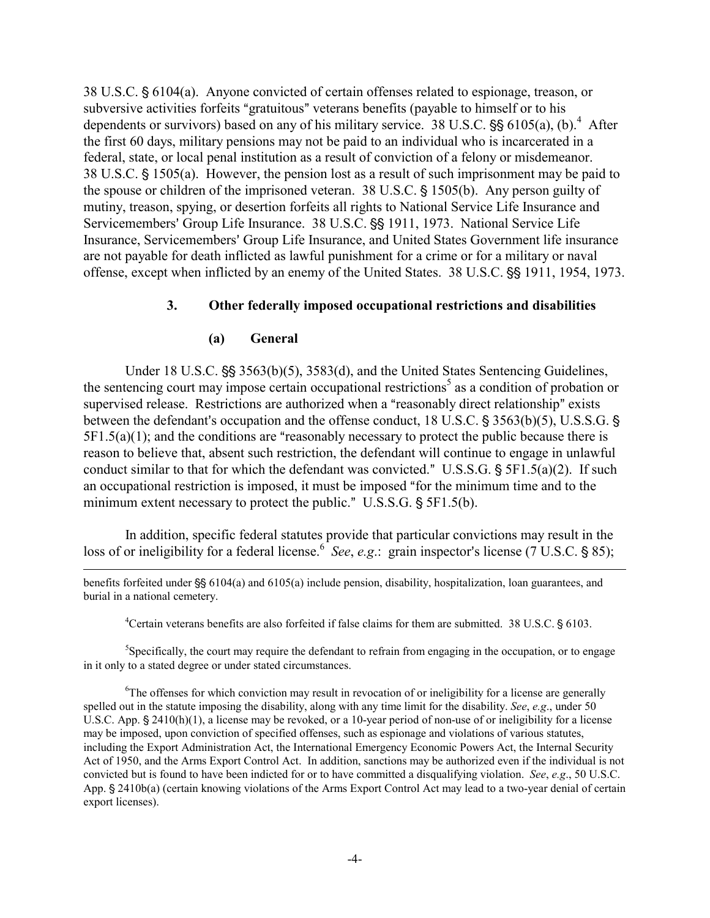38 U.S.C. § 6104(a). Anyone convicted of certain offenses related to espionage, treason, or subversive activities forfeits "gratuitous" veterans benefits (payable to himself or to his dependents or survivors) based on any of his military service. 38 U.S.C. §§ 6105(a), (b).[4] After the first 60 days, military pensions may not be paid to an individual who is incarcerated in a federal, state, or local penal institution as a result of conviction of a felony or misdemeanor. 38 U.S.C. § 1505(a). However, the pension lost as a result of such imprisonment may be paid to the spouse or children of the imprisoned veteran. 38 U.S.C. § 1505(b). Any person guilty of mutiny, treason, spying, or desertion forfeits all rights to National Service Life Insurance and Servicemembers' Group Life Insurance. 38 U.S.C. §§ 1911, 1973. National Service Life Insurance, Servicemembers' Group Life Insurance, and United States Government life insurance are not payable for death inflicted as lawful punishment for a crime or for a military or naval offense, except when inflicted by an enemy of the United States. 38 U.S.C. §§ 1911, 1954, 1973.

### 3. Other federally imposed occupational restrictions and disabilities

#### (a) General

Under 18 U.S.C. §§ 3563(b)(5), 3583(d), and the United States Sentencing Guidelines, the sentencing court may impose certain occupational restrictions[5] as a condition of probation or supervised release. Restrictions are authorized when a "reasonably direct relationship" exists between the defendant's occupation and the offense conduct, 18 U.S.C. § 3563(b)(5), U.S.S.G. § 5F1.5(a)(1); and the conditions are "reasonably necessary to protect the public because there is reason to believe that, absent such restriction, the defendant will continue to engage in unlawful conduct similar to that for which the defendant was convicted." U.S.S.G. § 5F1.5(a)(2). If such an occupational restriction is imposed, it must be imposed "for the minimum time and to the minimum extent necessary to protect the public." U.S.S.G. § 5F1.5(b).

In addition, specific federal statutes provide that particular convictions may result in the loss of or ineligibility for a federal license.[6] *See*, *e.g*.: grain inspector's license (7 U.S.C. § 85);

---

benefits forfeited under §§ 6104(a) and 6105(a) include pension, disability, hospitalization, loan guarantees, and burial in a national cemetery.

[4] Certain veterans benefits are also forfeited if false claims for them are submitted. 38 U.S.C. § 6103.

[5] Specifically, the court may require the defendant to refrain from engaging in the occupation, or to engage in it only to a stated degree or under stated circumstances.

[6] The offenses for which conviction may result in revocation of or ineligibility for a license are generally spelled out in the statute imposing the disability, along with any time limit for the disability. *See*, *e.g*., under 50 U.S.C. App. § 2410(h)(1), a license may be revoked, or a 10-year period of non-use of or ineligibility for a license may be imposed, upon conviction of specified offenses, such as espionage and violations of various statutes, including the Export Administration Act, the International Emergency Economic Powers Act, the Internal Security Act of 1950, and the Arms Export Control Act. In addition, sanctions may be authorized even if the individual is not convicted but is found to have been indicted for or to have committed a disqualifying violation. *See*, *e.g*., 50 U.S.C. App. § 2410b(a) (certain knowing violations of the Arms Export Control Act may lead to a two-year denial of certain export licenses).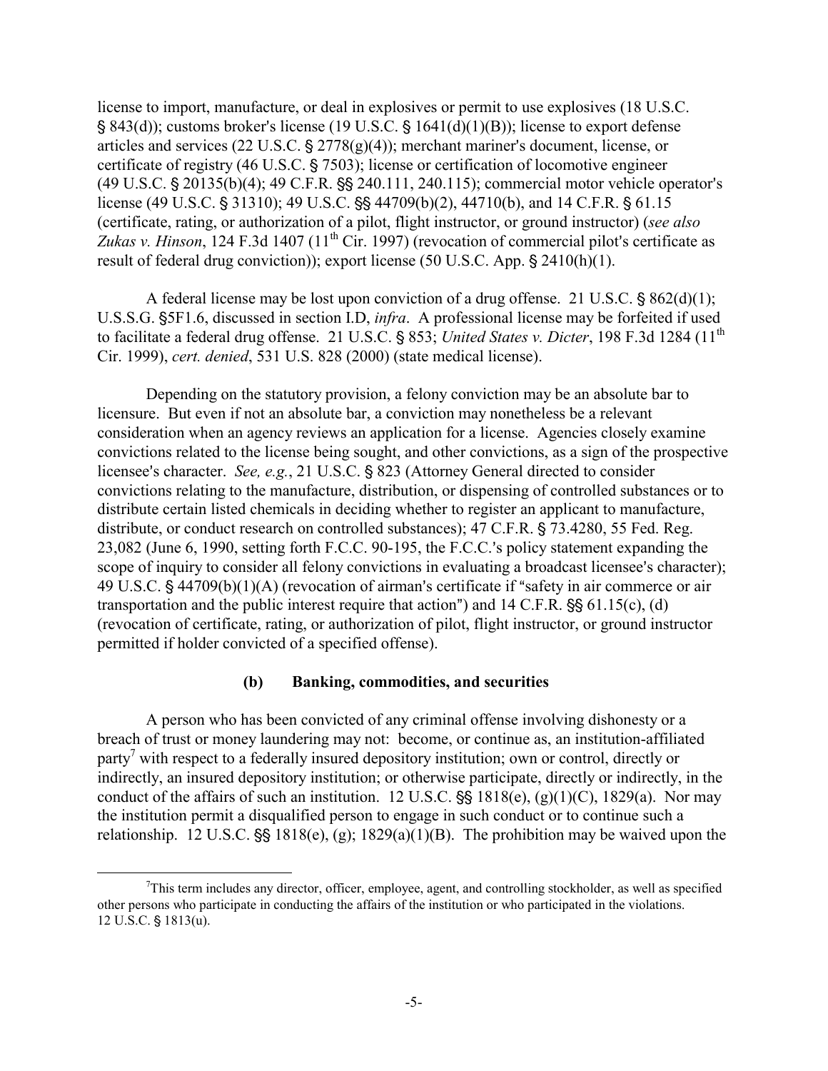license to import, manufacture, or deal in explosives or permit to use explosives (18 U.S.C. § 843(d)); customs broker's license (19 U.S.C. § 1641(d)(1)(B)); license to export defense articles and services (22 U.S.C. § 2778(g)(4)); merchant mariner's document, license, or certificate of registry (46 U.S.C. § 7503); license or certification of locomotive engineer (49 U.S.C. § 20135(b)(4); 49 C.F.R. §§ 240.111, 240.115); commercial motor vehicle operator's license (49 U.S.C. § 31310); 49 U.S.C. §§ 44709(b)(2), 44710(b), and 14 C.F.R. § 61.15 (certificate, rating, or authorization of a pilot, flight instructor, or ground instructor) (*see also Zukas v. Hinson*, 124 F.3d 1407 (11th Cir. 1997) (revocation of commercial pilot's certificate as result of federal drug conviction)); export license (50 U.S.C. App. § 2410(h)(1).

A federal license may be lost upon conviction of a drug offense. 21 U.S.C. § 862(d)(1); U.S.S.G. §5F1.6, discussed in section I.D, *infra*. A professional license may be forfeited if used to facilitate a federal drug offense. 21 U.S.C. § 853; *United States v. Dicter*, 198 F.3d 1284 (11th Cir. 1999), *cert. denied*, 531 U.S. 828 (2000) (state medical license).

Depending on the statutory provision, a felony conviction may be an absolute bar to licensure. But even if not an absolute bar, a conviction may nonetheless be a relevant consideration when an agency reviews an application for a license. Agencies closely examine convictions related to the license being sought, and other convictions, as a sign of the prospective licensee's character. *See, e.g.*, 21 U.S.C. § 823 (Attorney General directed to consider convictions relating to the manufacture, distribution, or dispensing of controlled substances or to distribute certain listed chemicals in deciding whether to register an applicant to manufacture, distribute, or conduct research on controlled substances); 47 C.F.R. § 73.4280, 55 Fed. Reg. 23,082 (June 6, 1990, setting forth F.C.C. 90-195, the F.C.C.'s policy statement expanding the scope of inquiry to consider all felony convictions in evaluating a broadcast licensee's character); 49 U.S.C. § 44709(b)(1)(A) (revocation of airman's certificate if "safety in air commerce or air transportation and the public interest require that action") and 14 C.F.R. §§ 61.15(c), (d) (revocation of certificate, rating, or authorization of pilot, flight instructor, or ground instructor permitted if holder convicted of a specified offense).

### (b) Banking, commodities, and securities

A person who has been convicted of any criminal offense involving dishonesty or a breach of trust or money laundering may not: become, or continue as, an institution-affiliated party[7] with respect to a federally insured depository institution; own or control, directly or indirectly, an insured depository institution; or otherwise participate, directly or indirectly, in the conduct of the affairs of such an institution. 12 U.S.C. §§ 1818(e), (g)(1)(C), 1829(a). Nor may the institution permit a disqualified person to engage in such conduct or to continue such a relationship. 12 U.S.C. §§ 1818(e), (g); 1829(a)(1)(B). The prohibition may be waived upon the

[7] This term includes any director, officer, employee, agent, and controlling stockholder, as well as specified other persons who participate in conducting the affairs of the institution or who participated in the violations. 12 U.S.C. § 1813(u).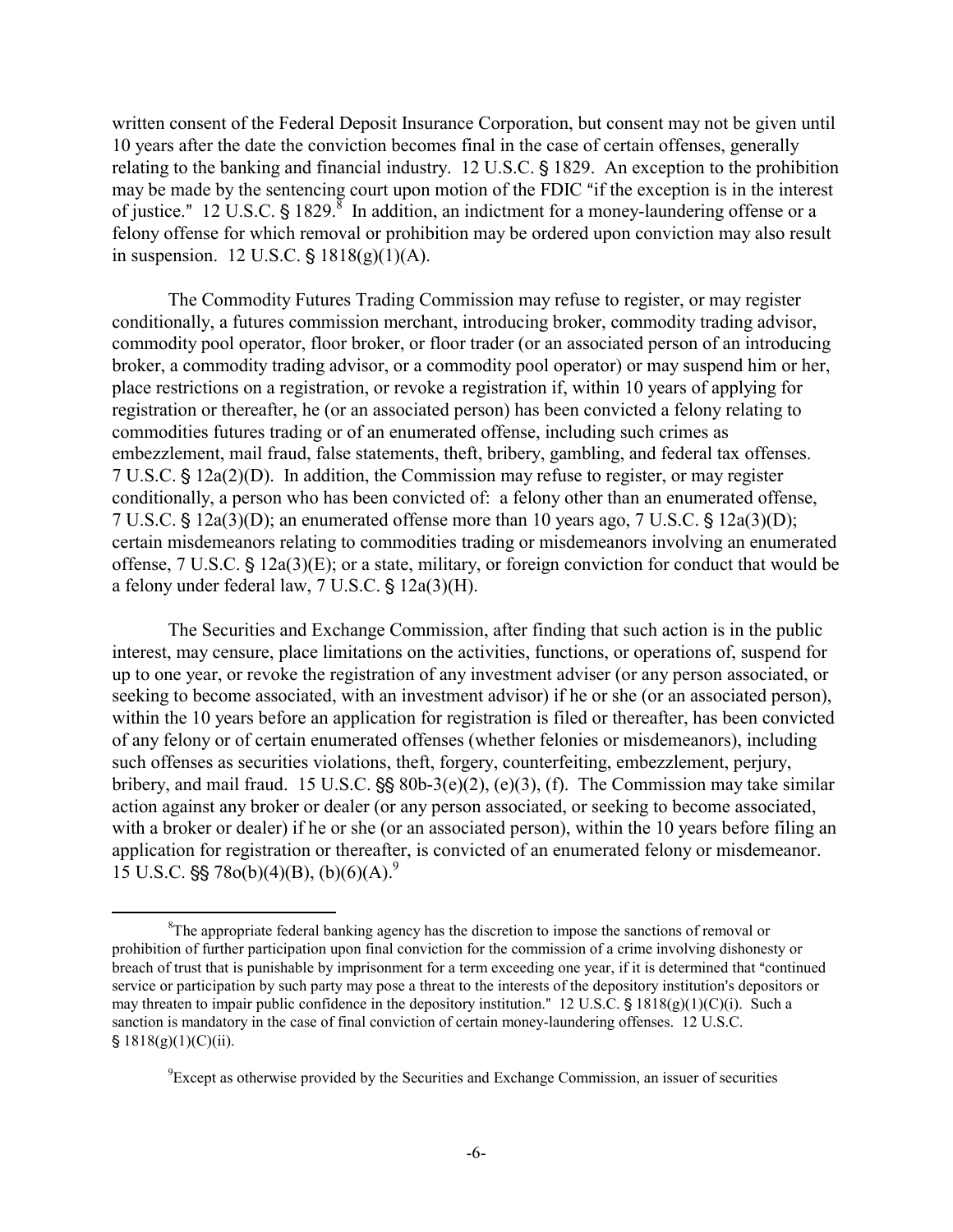written consent of the Federal Deposit Insurance Corporation, but consent may not be given until 10 years after the date the conviction becomes final in the case of certain offenses, generally relating to the banking and financial industry. 12 U.S.C. § 1829. An exception to the prohibition may be made by the sentencing court upon motion of the FDIC "if the exception is in the interest of justice." 12 U.S.C. § 1829.[8] In addition, an indictment for a money-laundering offense or a felony offense for which removal or prohibition may be ordered upon conviction may also result in suspension. 12 U.S.C. § 1818(g)(1)(A).

The Commodity Futures Trading Commission may refuse to register, or may register conditionally, a futures commission merchant, introducing broker, commodity trading advisor, commodity pool operator, floor broker, or floor trader (or an associated person of an introducing broker, a commodity trading advisor, or a commodity pool operator) or may suspend him or her, place restrictions on a registration, or revoke a registration if, within 10 years of applying for registration or thereafter, he (or an associated person) has been convicted a felony relating to commodities futures trading or of an enumerated offense, including such crimes as embezzlement, mail fraud, false statements, theft, bribery, gambling, and federal tax offenses. 7 U.S.C. § 12a(2)(D). In addition, the Commission may refuse to register, or may register conditionally, a person who has been convicted of: a felony other than an enumerated offense, 7 U.S.C. § 12a(3)(D); an enumerated offense more than 10 years ago, 7 U.S.C. § 12a(3)(D); certain misdemeanors relating to commodities trading or misdemeanors involving an enumerated offense, 7 U.S.C. § 12a(3)(E); or a state, military, or foreign conviction for conduct that would be a felony under federal law, 7 U.S.C. § 12a(3)(H).

The Securities and Exchange Commission, after finding that such action is in the public interest, may censure, place limitations on the activities, functions, or operations of, suspend for up to one year, or revoke the registration of any investment adviser (or any person associated, or seeking to become associated, with an investment advisor) if he or she (or an associated person), within the 10 years before an application for registration is filed or thereafter, has been convicted of any felony or of certain enumerated offenses (whether felonies or misdemeanors), including such offenses as securities violations, theft, forgery, counterfeiting, embezzlement, perjury, bribery, and mail fraud. 15 U.S.C. §§ 80b-3(e)(2), (e)(3), (f). The Commission may take similar action against any broker or dealer (or any person associated, or seeking to become associated, with a broker or dealer) if he or she (or an associated person), within the 10 years before filing an application for registration or thereafter, is convicted of an enumerated felony or misdemeanor. 15 U.S.C. §§ 78o(b)(4)(B), (b)(6)(A).[9]

---

[8] The appropriate federal banking agency has the discretion to impose the sanctions of removal or prohibition of further participation upon final conviction for the commission of a crime involving dishonesty or breach of trust that is punishable by imprisonment for a term exceeding one year, if it is determined that "continued service or participation by such party may pose a threat to the interests of the depository institution's depositors or may threaten to impair public confidence in the depository institution." 12 U.S.C. § 1818(g)(1)(C)(i). Such a sanction is mandatory in the case of final conviction of certain money-laundering offenses. 12 U.S.C. § 1818(g)(1)(C)(ii).

[9] Except as otherwise provided by the Securities and Exchange Commission, an issuer of securities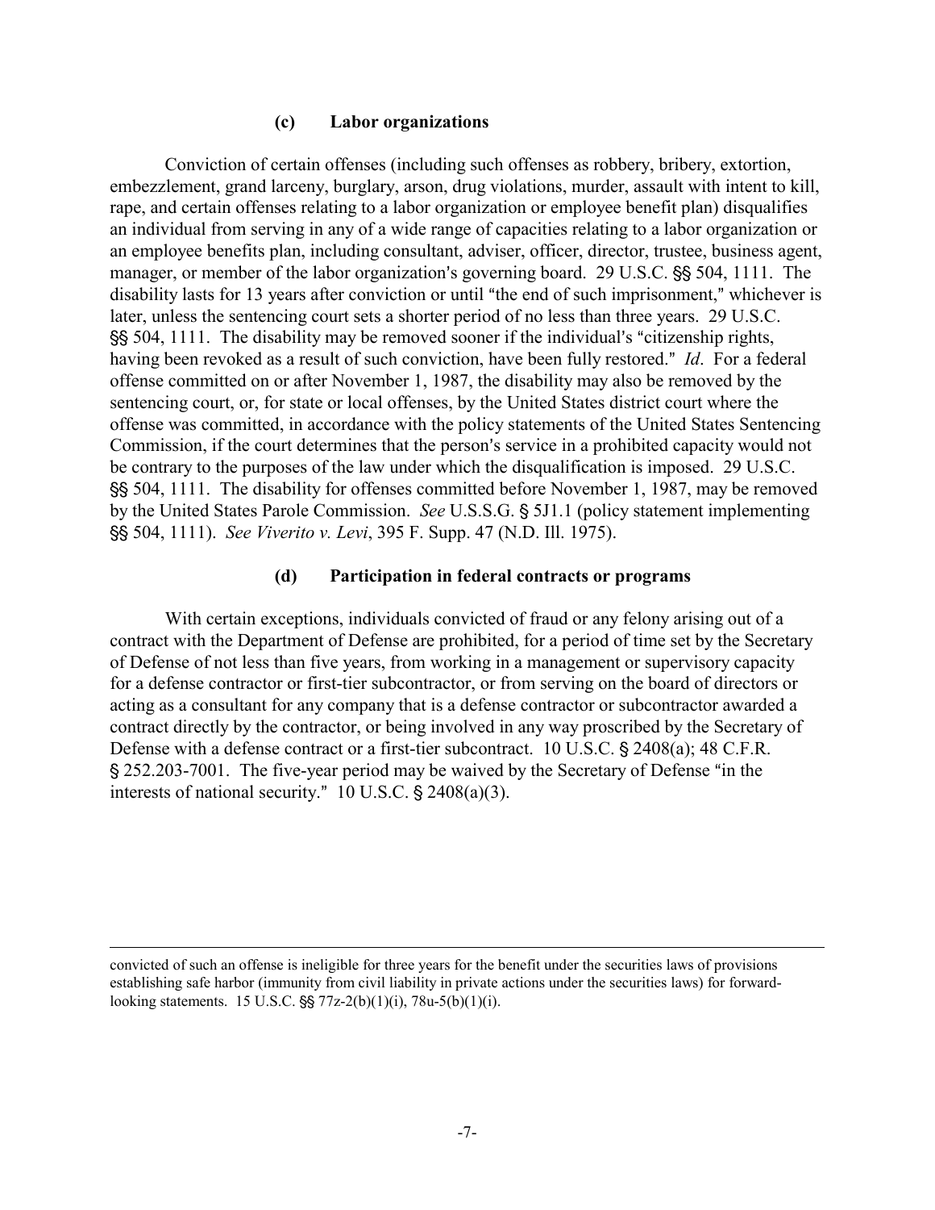#### (c) Labor organizations

Conviction of certain offenses (including such offenses as robbery, bribery, extortion, embezzlement, grand larceny, burglary, arson, drug violations, murder, assault with intent to kill, rape, and certain offenses relating to a labor organization or employee benefit plan) disqualifies an individual from serving in any of a wide range of capacities relating to a labor organization or an employee benefits plan, including consultant, adviser, officer, director, trustee, business agent, manager, or member of the labor organization's governing board. 29 U.S.C. §§ 504, 1111. The disability lasts for 13 years after conviction or until "the end of such imprisonment," whichever is later, unless the sentencing court sets a shorter period of no less than three years. 29 U.S.C. §§ 504, 1111. The disability may be removed sooner if the individual's "citizenship rights, having been revoked as a result of such conviction, have been fully restored." *Id*. For a federal offense committed on or after November 1, 1987, the disability may also be removed by the sentencing court, or, for state or local offenses, by the United States district court where the offense was committed, in accordance with the policy statements of the United States Sentencing Commission, if the court determines that the person's service in a prohibited capacity would not be contrary to the purposes of the law under which the disqualification is imposed. 29 U.S.C. §§ 504, 1111. The disability for offenses committed before November 1, 1987, may be removed by the United States Parole Commission. *See* U.S.S.G. § 5J1.1 (policy statement implementing §§ 504, 1111). *See Viverito v. Levi*, 395 F. Supp. 47 (N.D. Ill. 1975).

#### (d) Participation in federal contracts or programs

With certain exceptions, individuals convicted of fraud or any felony arising out of a contract with the Department of Defense are prohibited, for a period of time set by the Secretary of Defense of not less than five years, from working in a management or supervisory capacity for a defense contractor or first-tier subcontractor, or from serving on the board of directors or acting as a consultant for any company that is a defense contractor or subcontractor awarded a contract directly by the contractor, or being involved in any way proscribed by the Secretary of Defense with a defense contract or a first-tier subcontract. 10 U.S.C. § 2408(a); 48 C.F.R. § 252.203-7001. The five-year period may be waived by the Secretary of Defense "in the interests of national security." 10 U.S.C. § 2408(a)(3).

---

convicted of such an offense is ineligible for three years for the benefit under the securities laws of provisions establishing safe harbor (immunity from civil liability in private actions under the securities laws) for forward-looking statements. 15 U.S.C. §§ 77z-2(b)(1)(i), 78u-5(b)(1)(i).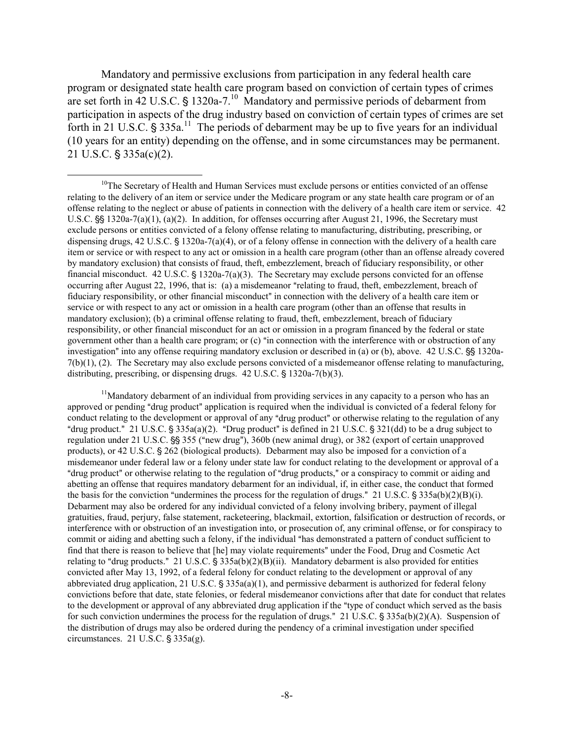Mandatory and permissive exclusions from participation in any federal health care program or designated state health care program based on conviction of certain types of crimes are set forth in 42 U.S.C. § 1320a-7.[10] Mandatory and permissive periods of debarment from participation in aspects of the drug industry based on conviction of certain types of crimes are set forth in 21 U.S.C. § 335a.[11] The periods of debarment may be up to five years for an individual (10 years for an entity) depending on the offense, and in some circumstances may be permanent. 21 U.S.C. § 335a(c)(2).

---

[10]The Secretary of Health and Human Services must exclude persons or entities convicted of an offense relating to the delivery of an item or service under the Medicare program or any state health care program or of an offense relating to the neglect or abuse of patients in connection with the delivery of a health care item or service. 42 U.S.C. §§ 1320a-7(a)(1), (a)(2). In addition, for offenses occurring after August 21, 1996, the Secretary must exclude persons or entities convicted of a felony offense relating to manufacturing, distributing, prescribing, or dispensing drugs, 42 U.S.C. § 1320a-7(a)(4), or of a felony offense in connection with the delivery of a health care item or service or with respect to any act or omission in a health care program (other than an offense already covered by mandatory exclusion) that consists of fraud, theft, embezzlement, breach of fiduciary responsibility, or other financial misconduct. 42 U.S.C. § 1320a-7(a)(3). The Secretary may exclude persons convicted for an offense occurring after August 22, 1996, that is: (a) a misdemeanor "relating to fraud, theft, embezzlement, breach of fiduciary responsibility, or other financial misconduct" in connection with the delivery of a health care item or service or with respect to any act or omission in a health care program (other than an offense that results in mandatory exclusion); (b) a criminal offense relating to fraud, theft, embezzlement, breach of fiduciary responsibility, or other financial misconduct for an act or omission in a program financed by the federal or state government other than a health care program; or (c) "in connection with the interference with or obstruction of any investigation" into any offense requiring mandatory exclusion or described in (a) or (b), above. 42 U.S.C. §§ 1320a-7(b)(1), (2). The Secretary may also exclude persons convicted of a misdemeanor offense relating to manufacturing, distributing, prescribing, or dispensing drugs. 42 U.S.C. § 1320a-7(b)(3).

[11]Mandatory debarment of an individual from providing services in any capacity to a person who has an approved or pending "drug product" application is required when the individual is convicted of a federal felony for conduct relating to the development or approval of any "drug product" or otherwise relating to the regulation of any "drug product." 21 U.S.C. § 335a(a)(2). "Drug product" is defined in 21 U.S.C. § 321(dd) to be a drug subject to regulation under 21 U.S.C. §§ 355 ("new drug"), 360b (new animal drug), or 382 (export of certain unapproved products), or 42 U.S.C. § 262 (biological products). Debarment may also be imposed for a conviction of a misdemeanor under federal law or a felony under state law for conduct relating to the development or approval of a "drug product" or otherwise relating to the regulation of "drug products," or a conspiracy to commit or aiding and abetting an offense that requires mandatory debarment for an individual, if, in either case, the conduct that formed the basis for the conviction "undermines the process for the regulation of drugs." 21 U.S.C. § 335a(b)(2)(B)(i). Debarment may also be ordered for any individual convicted of a felony involving bribery, payment of illegal gratuities, fraud, perjury, false statement, racketeering, blackmail, extortion, falsification or destruction of records, or interference with or obstruction of an investigation into, or prosecution of, any criminal offense, or for conspiracy to commit or aiding and abetting such a felony, if the individual "has demonstrated a pattern of conduct sufficient to find that there is reason to believe that [he] may violate requirements" under the Food, Drug and Cosmetic Act relating to "drug products." 21 U.S.C. § 335a(b)(2)(B)(ii). Mandatory debarment is also provided for entities convicted after May 13, 1992, of a federal felony for conduct relating to the development or approval of any abbreviated drug application, 21 U.S.C. § 335a(a)(1), and permissive debarment is authorized for federal felony convictions before that date, state felonies, or federal misdemeanor convictions after that date for conduct that relates to the development or approval of any abbreviated drug application if the "type of conduct which served as the basis for such conviction undermines the process for the regulation of drugs." 21 U.S.C. § 335a(b)(2)(A). Suspension of the distribution of drugs may also be ordered during the pendency of a criminal investigation under specified circumstances. 21 U.S.C. § 335a(g).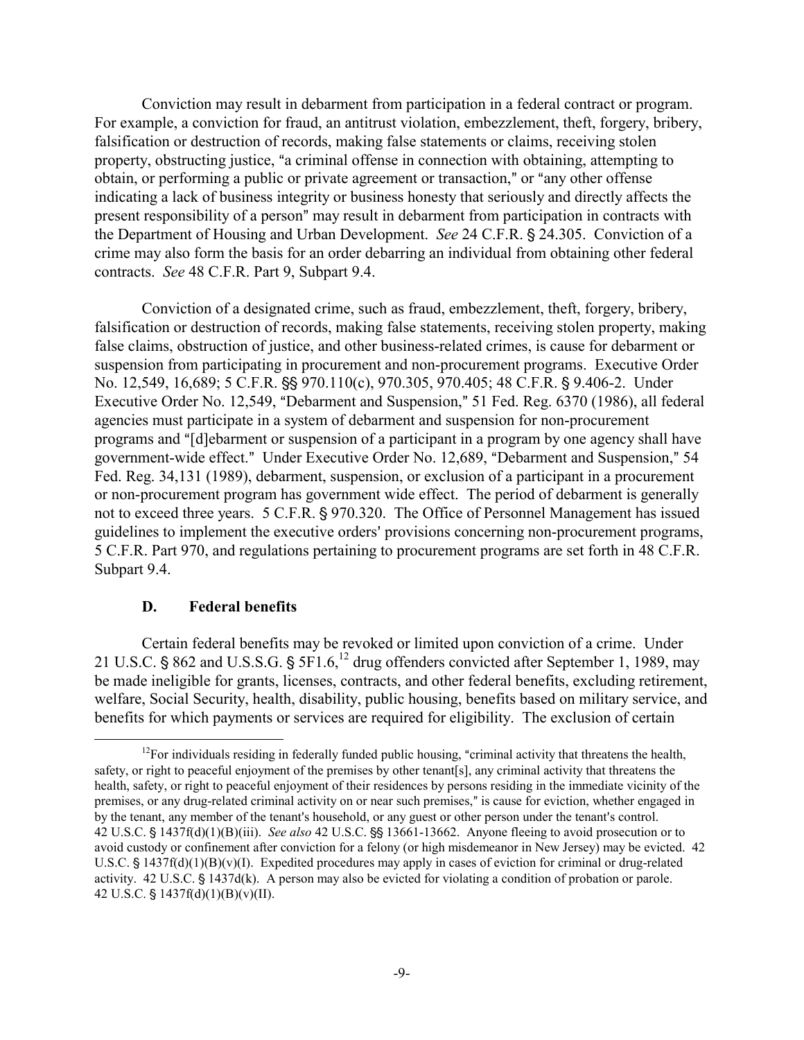Conviction may result in debarment from participation in a federal contract or program. For example, a conviction for fraud, an antitrust violation, embezzlement, theft, forgery, bribery, falsification or destruction of records, making false statements or claims, receiving stolen property, obstructing justice, "a criminal offense in connection with obtaining, attempting to obtain, or performing a public or private agreement or transaction," or "any other offense indicating a lack of business integrity or business honesty that seriously and directly affects the present responsibility of a person" may result in debarment from participation in contracts with the Department of Housing and Urban Development. *See* 24 C.F.R. § 24.305. Conviction of a crime may also form the basis for an order debarring an individual from obtaining other federal contracts. *See* 48 C.F.R. Part 9, Subpart 9.4.

Conviction of a designated crime, such as fraud, embezzlement, theft, forgery, bribery, falsification or destruction of records, making false statements, receiving stolen property, making false claims, obstruction of justice, and other business-related crimes, is cause for debarment or suspension from participating in procurement and non-procurement programs. Executive Order No. 12,549, 16,689; 5 C.F.R. §§ 970.110(c), 970.305, 970.405; 48 C.F.R. § 9.406-2. Under Executive Order No. 12,549, "Debarment and Suspension," 51 Fed. Reg. 6370 (1986), all federal agencies must participate in a system of debarment and suspension for non-procurement programs and "[d]ebarment or suspension of a participant in a program by one agency shall have government-wide effect." Under Executive Order No. 12,689, "Debarment and Suspension," 54 Fed. Reg. 34,131 (1989), debarment, suspension, or exclusion of a participant in a procurement or non-procurement program has government wide effect. The period of debarment is generally not to exceed three years. 5 C.F.R. § 970.320. The Office of Personnel Management has issued guidelines to implement the executive orders' provisions concerning non-procurement programs, 5 C.F.R. Part 970, and regulations pertaining to procurement programs are set forth in 48 C.F.R. Subpart 9.4.

### D. Federal benefits

Certain federal benefits may be revoked or limited upon conviction of a crime. Under 21 U.S.C. § 862 and U.S.S.G. § 5F1.6,[12] drug offenders convicted after September 1, 1989, may be made ineligible for grants, licenses, contracts, and other federal benefits, excluding retirement, welfare, Social Security, health, disability, public housing, benefits based on military service, and benefits for which payments or services are required for eligibility. The exclusion of certain

---

[12] For individuals residing in federally funded public housing, "criminal activity that threatens the health, safety, or right to peaceful enjoyment of the premises by other tenant[s], any criminal activity that threatens the health, safety, or right to peaceful enjoyment of their residences by persons residing in the immediate vicinity of the premises, or any drug-related criminal activity on or near such premises," is cause for eviction, whether engaged in by the tenant, any member of the tenant's household, or any guest or other person under the tenant's control. 42 U.S.C. § 1437f(d)(1)(B)(iii). *See also* 42 U.S.C. §§ 13661-13662. Anyone fleeing to avoid prosecution or to avoid custody or confinement after conviction for a felony (or high misdemeanor in New Jersey) may be evicted. 42 U.S.C. § 1437f(d)(1)(B)(v)(I). Expedited procedures may apply in cases of eviction for criminal or drug-related activity. 42 U.S.C. § 1437d(k). A person may also be evicted for violating a condition of probation or parole. 42 U.S.C. § 1437f(d)(1)(B)(v)(II).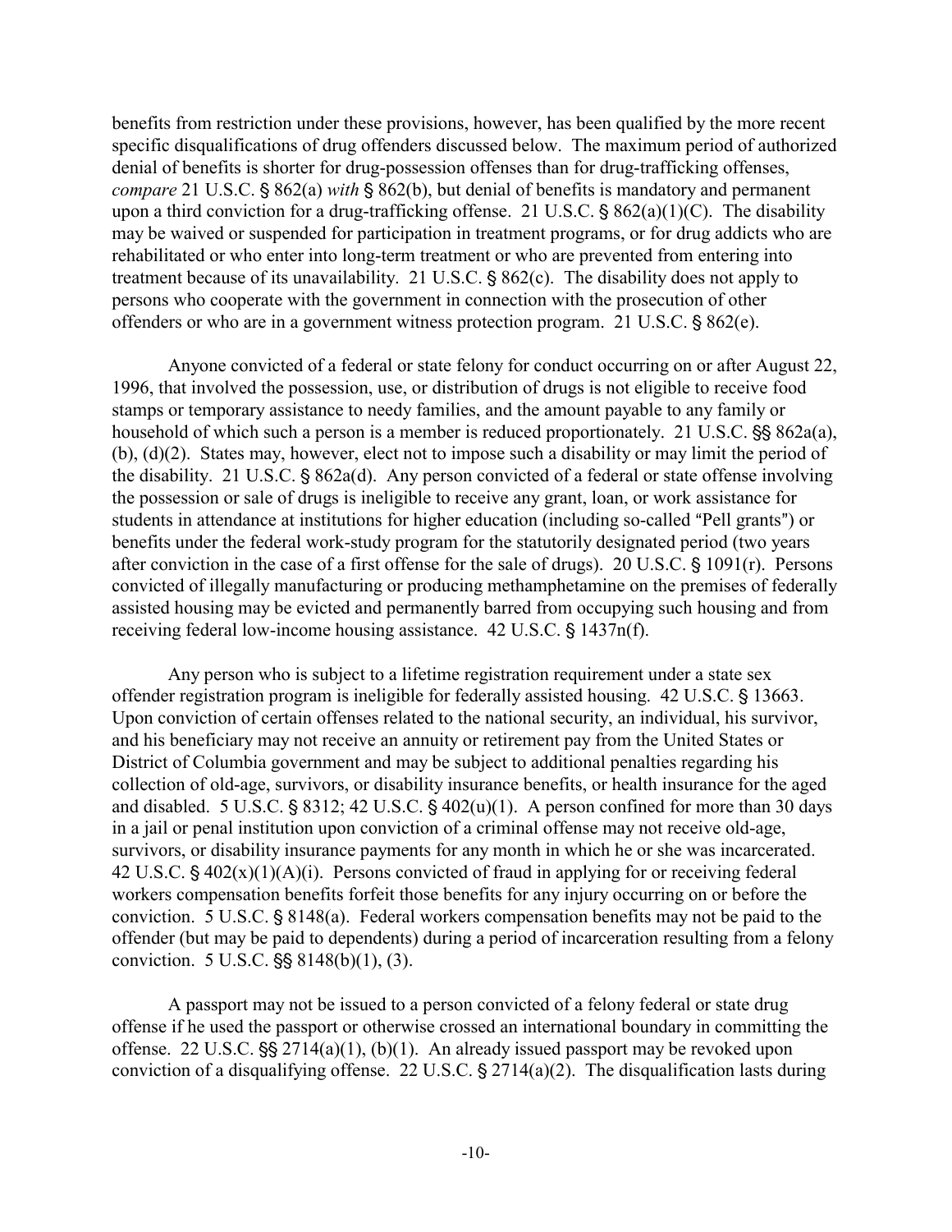benefits from restriction under these provisions, however, has been qualified by the more recent specific disqualifications of drug offenders discussed below. The maximum period of authorized denial of benefits is shorter for drug-possession offenses than for drug-trafficking offenses, *compare* 21 U.S.C. § 862(a) *with* § 862(b), but denial of benefits is mandatory and permanent upon a third conviction for a drug-trafficking offense. 21 U.S.C. § 862(a)(1)(C). The disability may be waived or suspended for participation in treatment programs, or for drug addicts who are rehabilitated or who enter into long-term treatment or who are prevented from entering into treatment because of its unavailability. 21 U.S.C. § 862(c). The disability does not apply to persons who cooperate with the government in connection with the prosecution of other offenders or who are in a government witness protection program. 21 U.S.C. § 862(e).

Anyone convicted of a federal or state felony for conduct occurring on or after August 22, 1996, that involved the possession, use, or distribution of drugs is not eligible to receive food stamps or temporary assistance to needy families, and the amount payable to any family or household of which such a person is a member is reduced proportionately. 21 U.S.C. §§ 862a(a), (b), (d)(2). States may, however, elect not to impose such a disability or may limit the period of the disability. 21 U.S.C. § 862a(d). Any person convicted of a federal or state offense involving the possession or sale of drugs is ineligible to receive any grant, loan, or work assistance for students in attendance at institutions for higher education (including so-called "Pell grants") or benefits under the federal work-study program for the statutorily designated period (two years after conviction in the case of a first offense for the sale of drugs). 20 U.S.C. § 1091(r). Persons convicted of illegally manufacturing or producing methamphetamine on the premises of federally assisted housing may be evicted and permanently barred from occupying such housing and from receiving federal low-income housing assistance. 42 U.S.C. § 1437n(f).

Any person who is subject to a lifetime registration requirement under a state sex offender registration program is ineligible for federally assisted housing. 42 U.S.C. § 13663. Upon conviction of certain offenses related to the national security, an individual, his survivor, and his beneficiary may not receive an annuity or retirement pay from the United States or District of Columbia government and may be subject to additional penalties regarding his collection of old-age, survivors, or disability insurance benefits, or health insurance for the aged and disabled. 5 U.S.C. § 8312; 42 U.S.C. § 402(u)(1). A person confined for more than 30 days in a jail or penal institution upon conviction of a criminal offense may not receive old-age, survivors, or disability insurance payments for any month in which he or she was incarcerated. 42 U.S.C. § 402(x)(1)(A)(i). Persons convicted of fraud in applying for or receiving federal workers compensation benefits forfeit those benefits for any injury occurring on or before the conviction. 5 U.S.C. § 8148(a). Federal workers compensation benefits may not be paid to the offender (but may be paid to dependents) during a period of incarceration resulting from a felony conviction. 5 U.S.C. §§ 8148(b)(1), (3).

A passport may not be issued to a person convicted of a felony federal or state drug offense if he used the passport or otherwise crossed an international boundary in committing the offense. 22 U.S.C. §§ 2714(a)(1), (b)(1). An already issued passport may be revoked upon conviction of a disqualifying offense. 22 U.S.C. § 2714(a)(2). The disqualification lasts during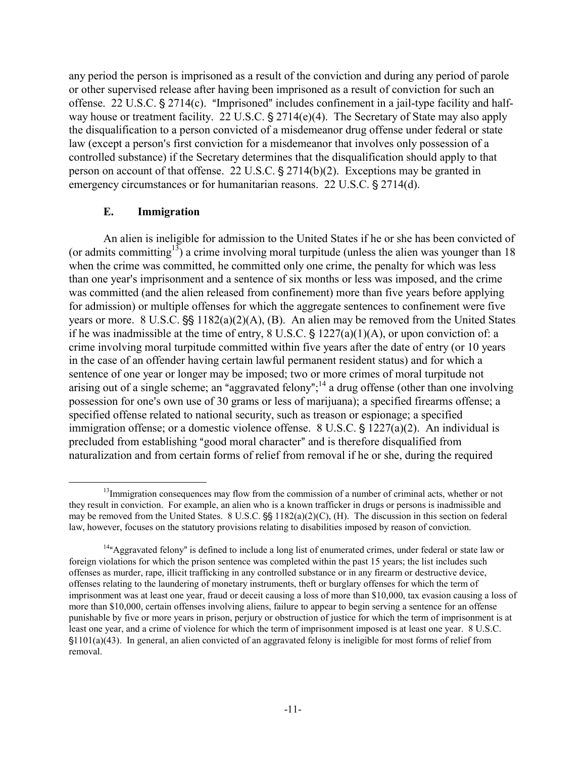any period the person is imprisoned as a result of the conviction and during any period of parole or other supervised release after having been imprisoned as a result of conviction for such an offense. 22 U.S.C. § 2714(c). "Imprisoned" includes confinement in a jail-type facility and half-way house or treatment facility. 22 U.S.C. § 2714(e)(4). The Secretary of State may also apply the disqualification to a person convicted of a misdemeanor drug offense under federal or state law (except a person's first conviction for a misdemeanor that involves only possession of a controlled substance) if the Secretary determines that the disqualification should apply to that person on account of that offense. 22 U.S.C. § 2714(b)(2). Exceptions may be granted in emergency circumstances or for humanitarian reasons. 22 U.S.C. § 2714(d).

### E. Immigration

An alien is ineligible for admission to the United States if he or she has been convicted of (or admits committing[13]) a crime involving moral turpitude (unless the alien was younger than 18 when the crime was committed, he committed only one crime, the penalty for which was less than one year's imprisonment and a sentence of six months or less was imposed, and the crime was committed (and the alien released from confinement) more than five years before applying for admission) or multiple offenses for which the aggregate sentences to confinement were five years or more. 8 U.S.C. §§ 1182(a)(2)(A), (B). An alien may be removed from the United States if he was inadmissible at the time of entry, 8 U.S.C. § 1227(a)(1)(A), or upon conviction of: a crime involving moral turpitude committed within five years after the date of entry (or 10 years in the case of an offender having certain lawful permanent resident status) and for which a sentence of one year or longer may be imposed; two or more crimes of moral turpitude not arising out of a single scheme; an "aggravated felony";[14] a drug offense (other than one involving possession for one's own use of 30 grams or less of marijuana); a specified firearms offense; a specified offense related to national security, such as treason or espionage; a specified immigration offense; or a domestic violence offense. 8 U.S.C. § 1227(a)(2). An individual is precluded from establishing "good moral character" and is therefore disqualified from naturalization and from certain forms of relief from removal if he or she, during the required

---

[13] Immigration consequences may flow from the commission of a number of criminal acts, whether or not they result in conviction. For example, an alien who is a known trafficker in drugs or persons is inadmissible and may be removed from the United States. 8 U.S.C. §§ 1182(a)(2)(C), (H). The discussion in this section on federal law, however, focuses on the statutory provisions relating to disabilities imposed by reason of conviction.

[14] "Aggravated felony" is defined to include a long list of enumerated crimes, under federal or state law or foreign violations for which the prison sentence was completed within the past 15 years; the list includes such offenses as murder, rape, illicit trafficking in any controlled substance or in any firearm or destructive device, offenses relating to the laundering of monetary instruments, theft or burglary offenses for which the term of imprisonment was at least one year, fraud or deceit causing a loss of more than $10,000, tax evasion causing a loss of more than $10,000, certain offenses involving aliens, failure to appear to begin serving a sentence for an offense punishable by five or more years in prison, perjury or obstruction of justice for which the term of imprisonment is at least one year, and a crime of violence for which the term of imprisonment imposed is at least one year. 8 U.S.C. §1101(a)(43). In general, an alien convicted of an aggravated felony is ineligible for most forms of relief from removal.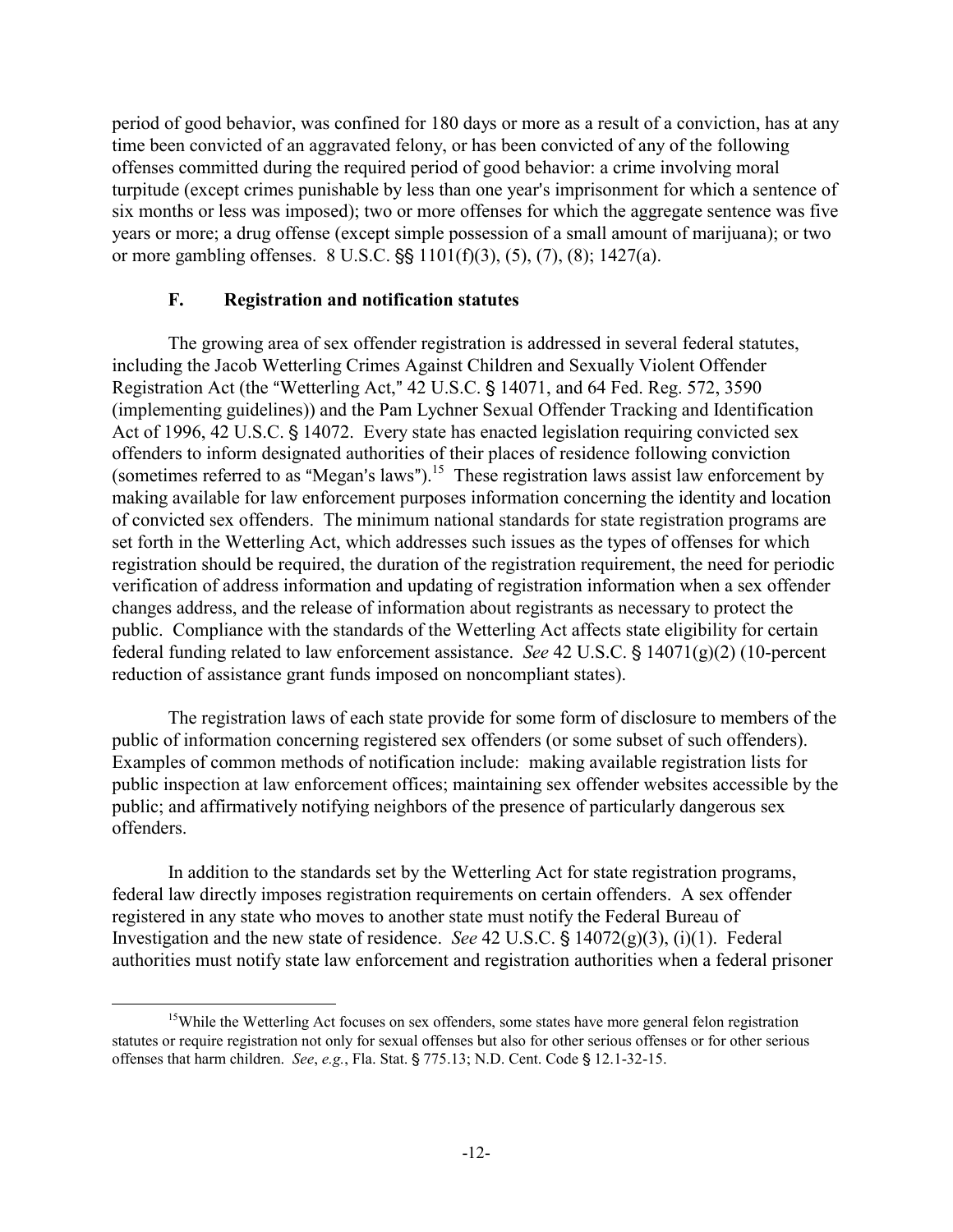period of good behavior, was confined for 180 days or more as a result of a conviction, has at any time been convicted of an aggravated felony, or has been convicted of any of the following offenses committed during the required period of good behavior: a crime involving moral turpitude (except crimes punishable by less than one year's imprisonment for which a sentence of six months or less was imposed); two or more offenses for which the aggregate sentence was five years or more; a drug offense (except simple possession of a small amount of marijuana); or two or more gambling offenses. 8 U.S.C. §§ 1101(f)(3), (5), (7), (8); 1427(a).

### F. Registration and notification statutes

The growing area of sex offender registration is addressed in several federal statutes, including the Jacob Wetterling Crimes Against Children and Sexually Violent Offender Registration Act (the "Wetterling Act," 42 U.S.C. § 14071, and 64 Fed. Reg. 572, 3590 (implementing guidelines)) and the Pam Lychner Sexual Offender Tracking and Identification Act of 1996, 42 U.S.C. § 14072. Every state has enacted legislation requiring convicted sex offenders to inform designated authorities of their places of residence following conviction (sometimes referred to as "Megan's laws").[15] These registration laws assist law enforcement by making available for law enforcement purposes information concerning the identity and location of convicted sex offenders. The minimum national standards for state registration programs are set forth in the Wetterling Act, which addresses such issues as the types of offenses for which registration should be required, the duration of the registration requirement, the need for periodic verification of address information and updating of registration information when a sex offender changes address, and the release of information about registrants as necessary to protect the public. Compliance with the standards of the Wetterling Act affects state eligibility for certain federal funding related to law enforcement assistance. *See* 42 U.S.C. § 14071(g)(2) (10-percent reduction of assistance grant funds imposed on noncompliant states).

The registration laws of each state provide for some form of disclosure to members of the public of information concerning registered sex offenders (or some subset of such offenders). Examples of common methods of notification include: making available registration lists for public inspection at law enforcement offices; maintaining sex offender websites accessible by the public; and affirmatively notifying neighbors of the presence of particularly dangerous sex offenders.

In addition to the standards set by the Wetterling Act for state registration programs, federal law directly imposes registration requirements on certain offenders. A sex offender registered in any state who moves to another state must notify the Federal Bureau of Investigation and the new state of residence. *See* 42 U.S.C. § 14072(g)(3), (i)(1). Federal authorities must notify state law enforcement and registration authorities when a federal prisoner

[15] While the Wetterling Act focuses on sex offenders, some states have more general felon registration statutes or require registration not only for sexual offenses but also for other serious offenses or for other serious offenses that harm children. *See*, *e.g.*, Fla. Stat. § 775.13; N.D. Cent. Code § 12.1-32-15.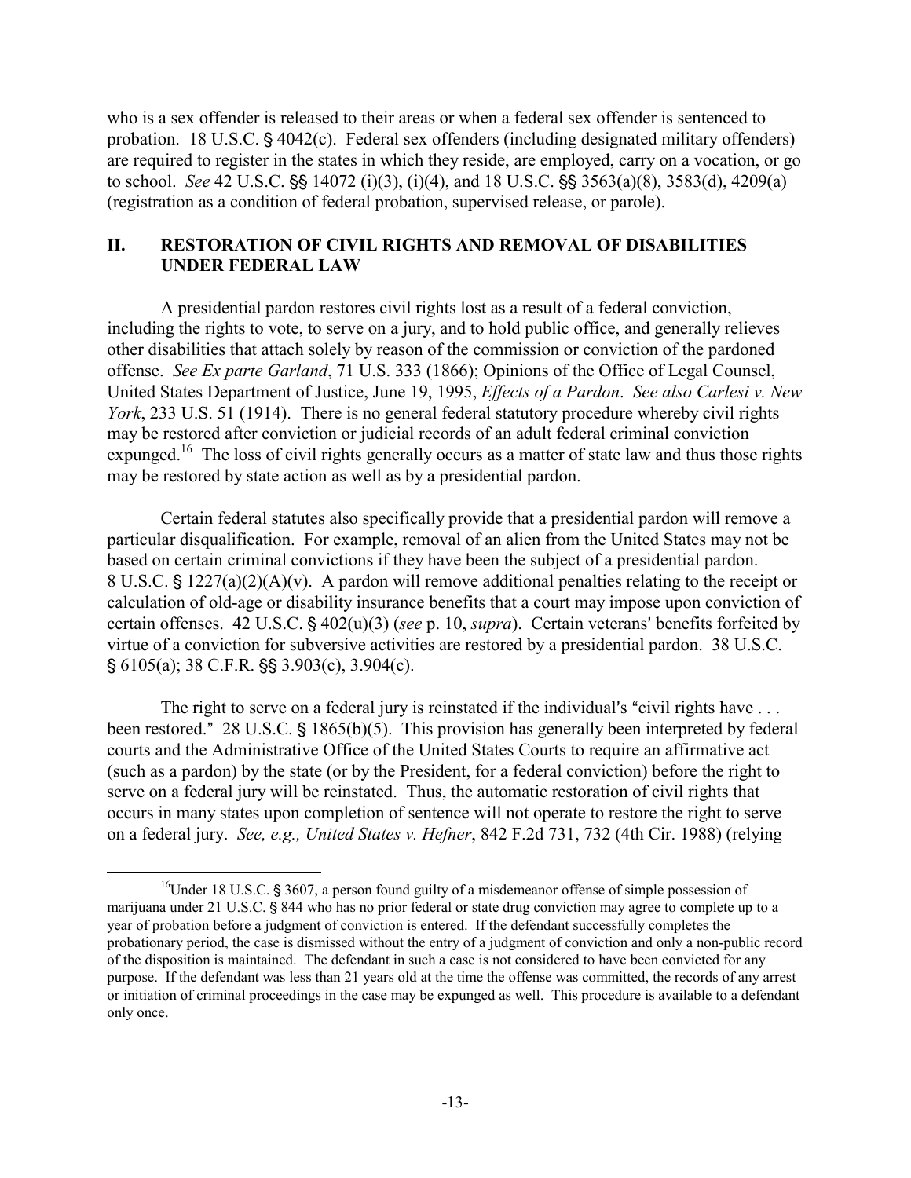who is a sex offender is released to their areas or when a federal sex offender is sentenced to probation. 18 U.S.C. § 4042(c). Federal sex offenders (including designated military offenders) are required to register in the states in which they reside, are employed, carry on a vocation, or go to school. *See* 42 U.S.C. §§ 14072 (i)(3), (i)(4), and 18 U.S.C. §§ 3563(a)(8), 3583(d), 4209(a) (registration as a condition of federal probation, supervised release, or parole).

## II. RESTORATION OF CIVIL RIGHTS AND REMOVAL OF DISABILITIES UNDER FEDERAL LAW

A presidential pardon restores civil rights lost as a result of a federal conviction, including the rights to vote, to serve on a jury, and to hold public office, and generally relieves other disabilities that attach solely by reason of the commission or conviction of the pardoned offense. *See Ex parte Garland*, 71 U.S. 333 (1866); Opinions of the Office of Legal Counsel, United States Department of Justice, June 19, 1995, *Effects of a Pardon*. *See also Carlesi v. New York*, 233 U.S. 51 (1914). There is no general federal statutory procedure whereby civil rights may be restored after conviction or judicial records of an adult federal criminal conviction expunged.[16] The loss of civil rights generally occurs as a matter of state law and thus those rights may be restored by state action as well as by a presidential pardon.

Certain federal statutes also specifically provide that a presidential pardon will remove a particular disqualification. For example, removal of an alien from the United States may not be based on certain criminal convictions if they have been the subject of a presidential pardon. 8 U.S.C. § 1227(a)(2)(A)(v). A pardon will remove additional penalties relating to the receipt or calculation of old-age or disability insurance benefits that a court may impose upon conviction of certain offenses. 42 U.S.C. § 402(u)(3) (*see* p. 10, *supra*). Certain veterans' benefits forfeited by virtue of a conviction for subversive activities are restored by a presidential pardon. 38 U.S.C. § 6105(a); 38 C.F.R. §§ 3.903(c), 3.904(c).

The right to serve on a federal jury is reinstated if the individual's "civil rights have . . . been restored." 28 U.S.C. § 1865(b)(5). This provision has generally been interpreted by federal courts and the Administrative Office of the United States Courts to require an affirmative act (such as a pardon) by the state (or by the President, for a federal conviction) before the right to serve on a federal jury will be reinstated. Thus, the automatic restoration of civil rights that occurs in many states upon completion of sentence will not operate to restore the right to serve on a federal jury. *See, e.g., United States v. Hefner*, 842 F.2d 731, 732 (4th Cir. 1988) (relying

---

[16] Under 18 U.S.C. § 3607, a person found guilty of a misdemeanor offense of simple possession of marijuana under 21 U.S.C. § 844 who has no prior federal or state drug conviction may agree to complete up to a year of probation before a judgment of conviction is entered. If the defendant successfully completes the probationary period, the case is dismissed without the entry of a judgment of conviction and only a non-public record of the disposition is maintained. The defendant in such a case is not considered to have been convicted for any purpose. If the defendant was less than 21 years old at the time the offense was committed, the records of any arrest or initiation of criminal proceedings in the case may be expunged as well. This procedure is available to a defendant only once.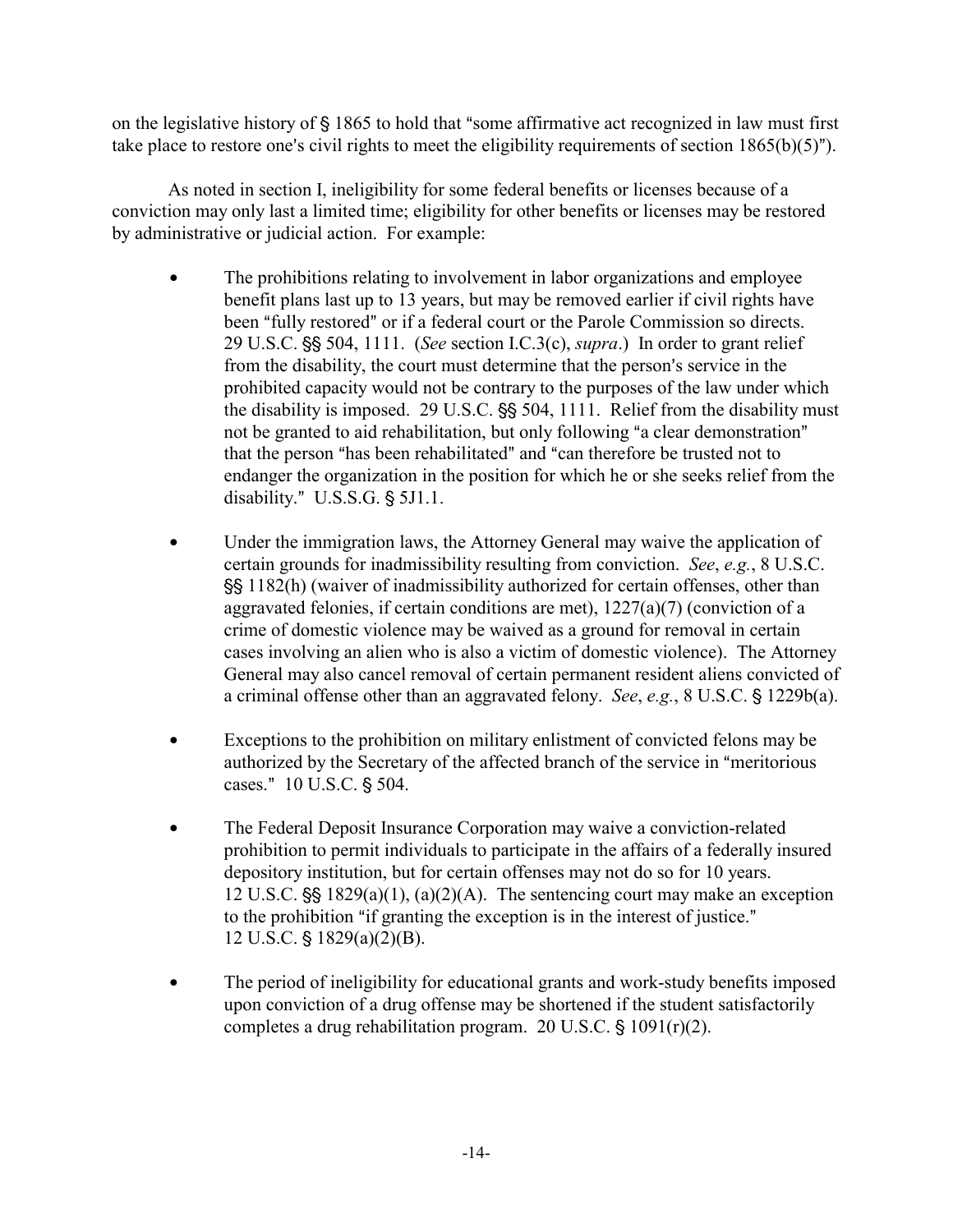on the legislative history of § 1865 to hold that "some affirmative act recognized in law must first take place to restore one's civil rights to meet the eligibility requirements of section 1865(b)(5)").

As noted in section I, ineligibility for some federal benefits or licenses because of a conviction may only last a limited time; eligibility for other benefits or licenses may be restored by administrative or judicial action. For example:

- The prohibitions relating to involvement in labor organizations and employee benefit plans last up to 13 years, but may be removed earlier if civil rights have been "fully restored" or if a federal court or the Parole Commission so directs. 29 U.S.C. §§ 504, 1111. (*See* section I.C.3(c), *supra*.) In order to grant relief from the disability, the court must determine that the person's service in the prohibited capacity would not be contrary to the purposes of the law under which the disability is imposed. 29 U.S.C. §§ 504, 1111. Relief from the disability must not be granted to aid rehabilitation, but only following "a clear demonstration" that the person "has been rehabilitated" and "can therefore be trusted not to endanger the organization in the position for which he or she seeks relief from the disability." U.S.S.G. § 5J1.1.

- Under the immigration laws, the Attorney General may waive the application of certain grounds for inadmissibility resulting from conviction. *See*, *e.g.*, 8 U.S.C. §§ 1182(h) (waiver of inadmissibility authorized for certain offenses, other than aggravated felonies, if certain conditions are met), 1227(a)(7) (conviction of a crime of domestic violence may be waived as a ground for removal in certain cases involving an alien who is also a victim of domestic violence). The Attorney General may also cancel removal of certain permanent resident aliens convicted of a criminal offense other than an aggravated felony. *See*, *e.g.*, 8 U.S.C. § 1229b(a).

- Exceptions to the prohibition on military enlistment of convicted felons may be authorized by the Secretary of the affected branch of the service in "meritorious cases." 10 U.S.C. § 504.

- The Federal Deposit Insurance Corporation may waive a conviction-related prohibition to permit individuals to participate in the affairs of a federally insured depository institution, but for certain offenses may not do so for 10 years. 12 U.S.C. §§ 1829(a)(1), (a)(2)(A). The sentencing court may make an exception to the prohibition "if granting the exception is in the interest of justice." 12 U.S.C. § 1829(a)(2)(B).

- The period of ineligibility for educational grants and work-study benefits imposed upon conviction of a drug offense may be shortened if the student satisfactorily completes a drug rehabilitation program. 20 U.S.C. § 1091(r)(2).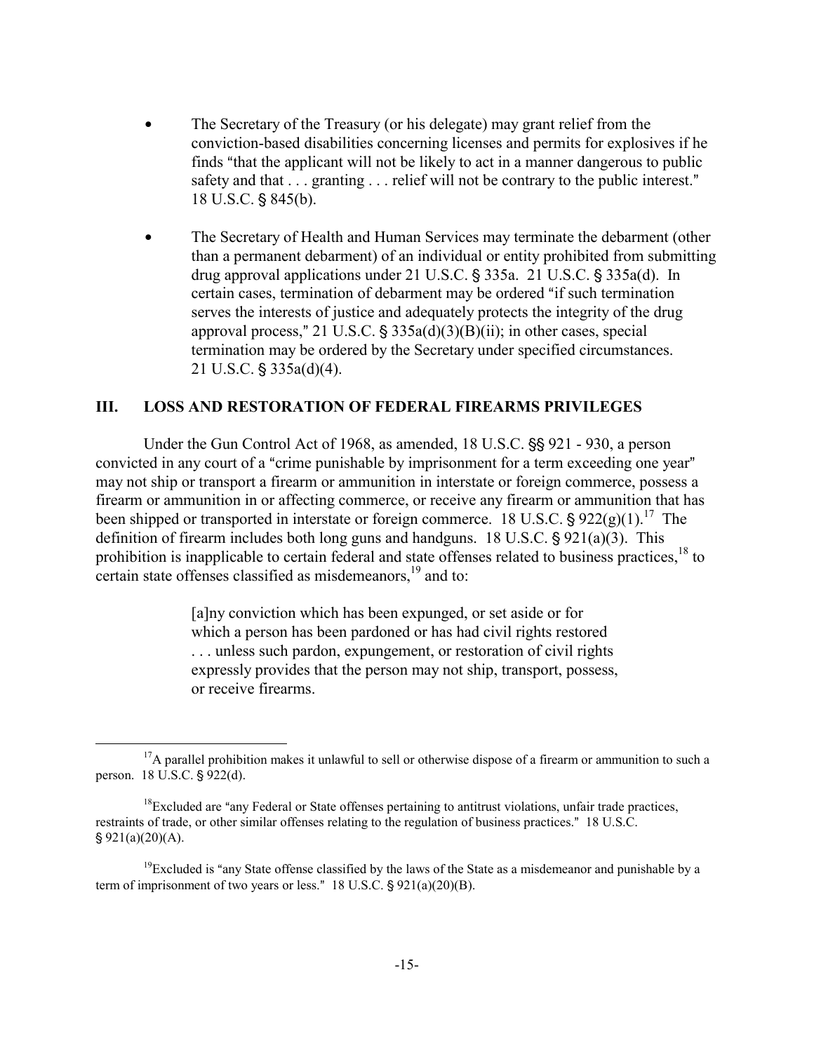- The Secretary of the Treasury (or his delegate) may grant relief from the conviction-based disabilities concerning licenses and permits for explosives if he finds "that the applicant will not be likely to act in a manner dangerous to public safety and that . . . granting . . . relief will not be contrary to the public interest." 18 U.S.C. § 845(b).

- The Secretary of Health and Human Services may terminate the debarment (other than a permanent debarment) of an individual or entity prohibited from submitting drug approval applications under 21 U.S.C. § 335a. 21 U.S.C. § 335a(d). In certain cases, termination of debarment may be ordered "if such termination serves the interests of justice and adequately protects the integrity of the drug approval process," 21 U.S.C. § 335a(d)(3)(B)(ii); in other cases, special termination may be ordered by the Secretary under specified circumstances. 21 U.S.C. § 335a(d)(4).

## III. LOSS AND RESTORATION OF FEDERAL FIREARMS PRIVILEGES

Under the Gun Control Act of 1968, as amended, 18 U.S.C. §§ 921 - 930, a person convicted in any court of a "crime punishable by imprisonment for a term exceeding one year" may not ship or transport a firearm or ammunition in interstate or foreign commerce, possess a firearm or ammunition in or affecting commerce, or receive any firearm or ammunition that has been shipped or transported in interstate or foreign commerce. 18 U.S.C. § 922(g)(1).[17] The definition of firearm includes both long guns and handguns. 18 U.S.C. § 921(a)(3). This prohibition is inapplicable to certain federal and state offenses related to business practices,[18] to certain state offenses classified as misdemeanors,[19] and to:

> [a]ny conviction which has been expunged, or set aside or for which a person has been pardoned or has had civil rights restored . . . unless such pardon, expungement, or restoration of civil rights expressly provides that the person may not ship, transport, possess, or receive firearms.

---

[17] A parallel prohibition makes it unlawful to sell or otherwise dispose of a firearm or ammunition to such a person. 18 U.S.C. § 922(d).

[18] Excluded are "any Federal or State offenses pertaining to antitrust violations, unfair trade practices, restraints of trade, or other similar offenses relating to the regulation of business practices." 18 U.S.C. § 921(a)(20)(A).

[19] Excluded is "any State offense classified by the laws of the State as a misdemeanor and punishable by a term of imprisonment of two years or less." 18 U.S.C. § 921(a)(20)(B).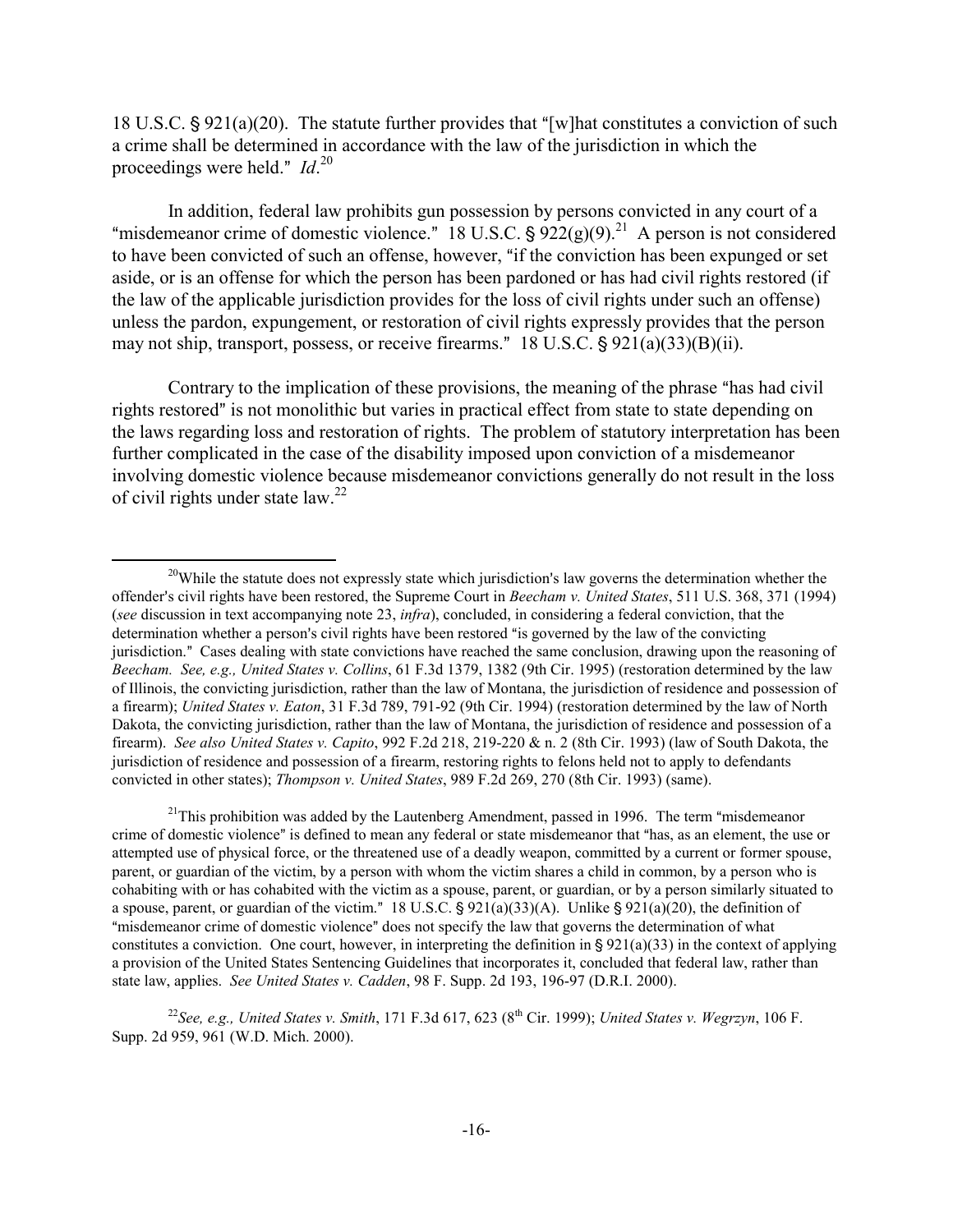18 U.S.C. § 921(a)(20). The statute further provides that "[w]hat constitutes a conviction of such a crime shall be determined in accordance with the law of the jurisdiction in which the proceedings were held." *Id*.[20]

In addition, federal law prohibits gun possession by persons convicted in any court of a "misdemeanor crime of domestic violence." 18 U.S.C. § 922(g)(9).[21] A person is not considered to have been convicted of such an offense, however, "if the conviction has been expunged or set aside, or is an offense for which the person has been pardoned or has had civil rights restored (if the law of the applicable jurisdiction provides for the loss of civil rights under such an offense) unless the pardon, expungement, or restoration of civil rights expressly provides that the person may not ship, transport, possess, or receive firearms." 18 U.S.C. § 921(a)(33)(B)(ii).

Contrary to the implication of these provisions, the meaning of the phrase "has had civil rights restored" is not monolithic but varies in practical effect from state to state depending on the laws regarding loss and restoration of rights. The problem of statutory interpretation has been further complicated in the case of the disability imposed upon conviction of a misdemeanor involving domestic violence because misdemeanor convictions generally do not result in the loss of civil rights under state law.[22]

---

[20] While the statute does not expressly state which jurisdiction's law governs the determination whether the offender's civil rights have been restored, the Supreme Court in *Beecham v. United States*, 511 U.S. 368, 371 (1994) (*see* discussion in text accompanying note 23, *infra*), concluded, in considering a federal conviction, that the determination whether a person's civil rights have been restored "is governed by the law of the convicting jurisdiction." Cases dealing with state convictions have reached the same conclusion, drawing upon the reasoning of *Beecham*. *See, e.g., United States v. Collins*, 61 F.3d 1379, 1382 (9th Cir. 1995) (restoration determined by the law of Illinois, the convicting jurisdiction, rather than the law of Montana, the jurisdiction of residence and possession of a firearm); *United States v. Eaton*, 31 F.3d 789, 791-92 (9th Cir. 1994) (restoration determined by the law of North Dakota, the convicting jurisdiction, rather than the law of Montana, the jurisdiction of residence and possession of a firearm). *See also United States v. Capito*, 992 F.2d 218, 219-220 & n. 2 (8th Cir. 1993) (law of South Dakota, the jurisdiction of residence and possession of a firearm, restoring rights to felons held not to apply to defendants convicted in other states); *Thompson v. United States*, 989 F.2d 269, 270 (8th Cir. 1993) (same).

[21] This prohibition was added by the Lautenberg Amendment, passed in 1996. The term "misdemeanor crime of domestic violence" is defined to mean any federal or state misdemeanor that "has, as an element, the use or attempted use of physical force, or the threatened use of a deadly weapon, committed by a current or former spouse, parent, or guardian of the victim, by a person with whom the victim shares a child in common, by a person who is cohabiting with or has cohabited with the victim as a spouse, parent, or guardian, or by a person similarly situated to a spouse, parent, or guardian of the victim." 18 U.S.C. § 921(a)(33)(A). Unlike § 921(a)(20), the definition of "misdemeanor crime of domestic violence" does not specify the law that governs the determination of what constitutes a conviction. One court, however, in interpreting the definition in § 921(a)(33) in the context of applying a provision of the United States Sentencing Guidelines that incorporates it, concluded that federal law, rather than state law, applies. *See United States v. Cadden*, 98 F. Supp. 2d 193, 196-97 (D.R.I. 2000).

[22] *See, e.g., United States v. Smith*, 171 F.3d 617, 623 (8th Cir. 1999); *United States v. Wegrzyn*, 106 F. Supp. 2d 959, 961 (W.D. Mich. 2000).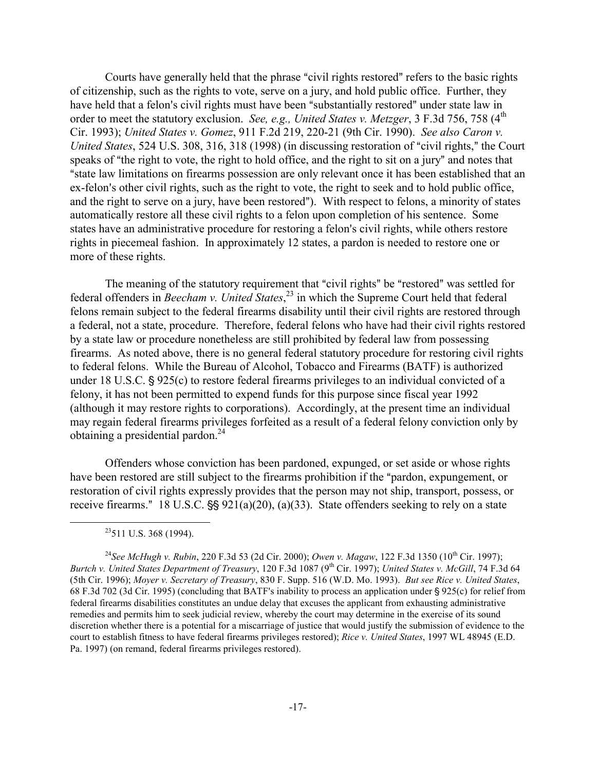Courts have generally held that the phrase "civil rights restored" refers to the basic rights of citizenship, such as the rights to vote, serve on a jury, and hold public office. Further, they have held that a felon's civil rights must have been "substantially restored" under state law in order to meet the statutory exclusion. *See, e.g., United States v. Metzger*, 3 F.3d 756, 758 (4th Cir. 1993); *United States v. Gomez*, 911 F.2d 219, 220-21 (9th Cir. 1990). *See also Caron v. United States*, 524 U.S. 308, 316, 318 (1998) (in discussing restoration of "civil rights," the Court speaks of "the right to vote, the right to hold office, and the right to sit on a jury" and notes that "state law limitations on firearms possession are only relevant once it has been established that an ex-felon's other civil rights, such as the right to vote, the right to seek and to hold public office, and the right to serve on a jury, have been restored"). With respect to felons, a minority of states automatically restore all these civil rights to a felon upon completion of his sentence. Some states have an administrative procedure for restoring a felon's civil rights, while others restore rights in piecemeal fashion. In approximately 12 states, a pardon is needed to restore one or more of these rights.

The meaning of the statutory requirement that "civil rights" be "restored" was settled for federal offenders in *Beecham v. United States*,[23] in which the Supreme Court held that federal felons remain subject to the federal firearms disability until their civil rights are restored through a federal, not a state, procedure. Therefore, federal felons who have had their civil rights restored by a state law or procedure nonetheless are still prohibited by federal law from possessing firearms. As noted above, there is no general federal statutory procedure for restoring civil rights to federal felons. While the Bureau of Alcohol, Tobacco and Firearms (BATF) is authorized under 18 U.S.C. § 925(c) to restore federal firearms privileges to an individual convicted of a felony, it has not been permitted to expend funds for this purpose since fiscal year 1992 (although it may restore rights to corporations). Accordingly, at the present time an individual may regain federal firearms privileges forfeited as a result of a federal felony conviction only by obtaining a presidential pardon.[24]

Offenders whose conviction has been pardoned, expunged, or set aside or whose rights have been restored are still subject to the firearms prohibition if the "pardon, expungement, or restoration of civil rights expressly provides that the person may not ship, transport, possess, or receive firearms." 18 U.S.C. §§ 921(a)(20), (a)(33). State offenders seeking to rely on a state

---

[23] 511 U.S. 368 (1994).

[24] *See McHugh v. Rubin*, 220 F.3d 53 (2d Cir. 2000); *Owen v. Magaw*, 122 F.3d 1350 (10th Cir. 1997); *Burtch v. United States Department of Treasury*, 120 F.3d 1087 (9th Cir. 1997); *United States v. McGill*, 74 F.3d 64 (5th Cir. 1996); *Moyer v. Secretary of Treasury*, 830 F. Supp. 516 (W.D. Mo. 1993). *But see Rice v. United States*, 68 F.3d 702 (3d Cir. 1995) (concluding that BATF's inability to process an application under § 925(c) for relief from federal firearms disabilities constitutes an undue delay that excuses the applicant from exhausting administrative remedies and permits him to seek judicial review, whereby the court may determine in the exercise of its sound discretion whether there is a potential for a miscarriage of justice that would justify the submission of evidence to the court to establish fitness to have federal firearms privileges restored); *Rice v. United States*, 1997 WL 48945 (E.D. Pa. 1997) (on remand, federal firearms privileges restored).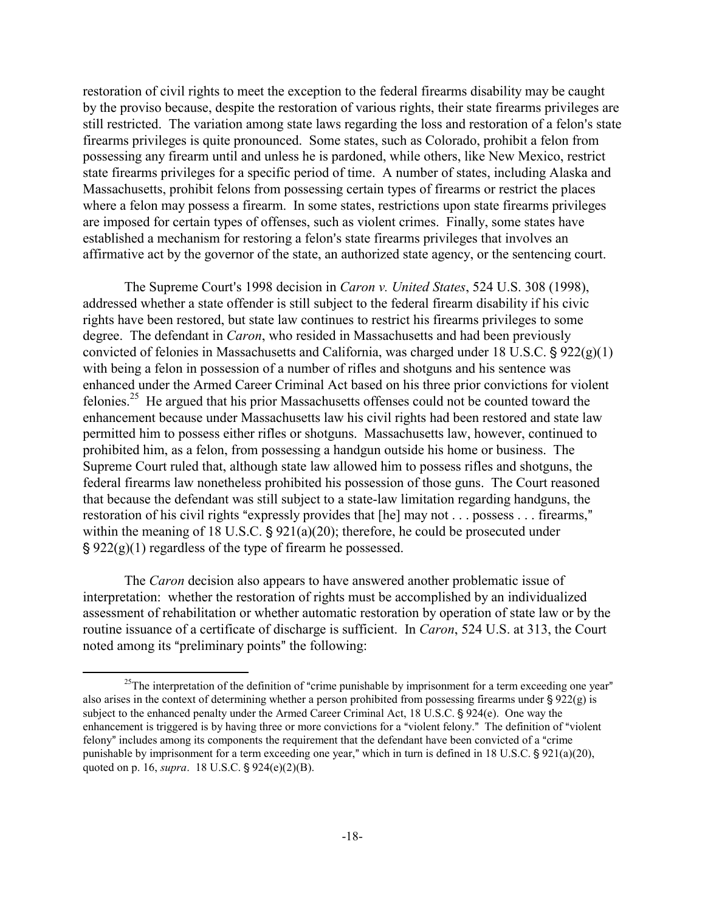restoration of civil rights to meet the exception to the federal firearms disability may be caught by the proviso because, despite the restoration of various rights, their state firearms privileges are still restricted. The variation among state laws regarding the loss and restoration of a felon's state firearms privileges is quite pronounced. Some states, such as Colorado, prohibit a felon from possessing any firearm until and unless he is pardoned, while others, like New Mexico, restrict state firearms privileges for a specific period of time. A number of states, including Alaska and Massachusetts, prohibit felons from possessing certain types of firearms or restrict the places where a felon may possess a firearm. In some states, restrictions upon state firearms privileges are imposed for certain types of offenses, such as violent crimes. Finally, some states have established a mechanism for restoring a felon's state firearms privileges that involves an affirmative act by the governor of the state, an authorized state agency, or the sentencing court.

The Supreme Court's 1998 decision in *Caron v. United States*, 524 U.S. 308 (1998), addressed whether a state offender is still subject to the federal firearm disability if his civic rights have been restored, but state law continues to restrict his firearms privileges to some degree. The defendant in *Caron*, who resided in Massachusetts and had been previously convicted of felonies in Massachusetts and California, was charged under 18 U.S.C. § 922(g)(1) with being a felon in possession of a number of rifles and shotguns and his sentence was enhanced under the Armed Career Criminal Act based on his three prior convictions for violent felonies.[25] He argued that his prior Massachusetts offenses could not be counted toward the enhancement because under Massachusetts law his civil rights had been restored and state law permitted him to possess either rifles or shotguns. Massachusetts law, however, continued to prohibited him, as a felon, from possessing a handgun outside his home or business. The Supreme Court ruled that, although state law allowed him to possess rifles and shotguns, the federal firearms law nonetheless prohibited his possession of those guns. The Court reasoned that because the defendant was still subject to a state-law limitation regarding handguns, the restoration of his civil rights "expressly provides that [he] may not . . . possess . . . firearms," within the meaning of 18 U.S.C. § 921(a)(20); therefore, he could be prosecuted under § 922(g)(1) regardless of the type of firearm he possessed.

The *Caron* decision also appears to have answered another problematic issue of interpretation: whether the restoration of rights must be accomplished by an individualized assessment of rehabilitation or whether automatic restoration by operation of state law or by the routine issuance of a certificate of discharge is sufficient. In *Caron*, 524 U.S. at 313, the Court noted among its "preliminary points" the following:

---

[25] The interpretation of the definition of "crime punishable by imprisonment for a term exceeding one year" also arises in the context of determining whether a person prohibited from possessing firearms under § 922(g) is subject to the enhanced penalty under the Armed Career Criminal Act, 18 U.S.C. § 924(e). One way the enhancement is triggered is by having three or more convictions for a "violent felony." The definition of "violent felony" includes among its components the requirement that the defendant have been convicted of a "crime punishable by imprisonment for a term exceeding one year," which in turn is defined in 18 U.S.C. § 921(a)(20), quoted on p. 16, *supra*. 18 U.S.C. § 924(e)(2)(B).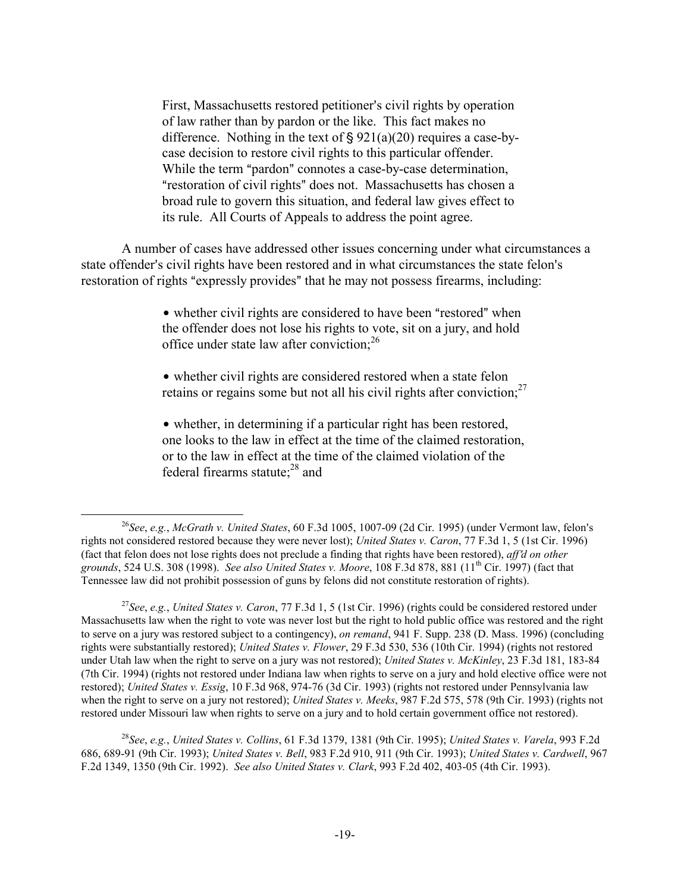> First, Massachusetts restored petitioner's civil rights by operation of law rather than by pardon or the like. This fact makes no difference. Nothing in the text of § 921(a)(20) requires a case-by-case decision to restore civil rights to this particular offender. While the term "pardon" connotes a case-by-case determination, "restoration of civil rights" does not. Massachusetts has chosen a broad rule to govern this situation, and federal law gives effect to its rule. All Courts of Appeals to address the point agree.

A number of cases have addressed other issues concerning under what circumstances a state offender's civil rights have been restored and in what circumstances the state felon's restoration of rights "expressly provides" that he may not possess firearms, including:

> • whether civil rights are considered to have been "restored" when the offender does not lose his rights to vote, sit on a jury, and hold office under state law after conviction;[26]
>
> • whether civil rights are considered restored when a state felon retains or regains some but not all his civil rights after conviction;[27]
>
> • whether, in determining if a particular right has been restored, one looks to the law in effect at the time of the claimed restoration, or to the law in effect at the time of the claimed violation of the federal firearms statute;[28] and

---

[26] *See*, *e.g.*, *McGrath v. United States*, 60 F.3d 1005, 1007-09 (2d Cir. 1995) (under Vermont law, felon's rights not considered restored because they were never lost); *United States v. Caron*, 77 F.3d 1, 5 (1st Cir. 1996) (fact that felon does not lose rights does not preclude a finding that rights have been restored), *aff'd on other grounds*, 524 U.S. 308 (1998). *See also United States v. Moore*, 108 F.3d 878, 881 (11th Cir. 1997) (fact that Tennessee law did not prohibit possession of guns by felons did not constitute restoration of rights).

[27] *See*, *e.g.*, *United States v. Caron*, 77 F.3d 1, 5 (1st Cir. 1996) (rights could be considered restored under Massachusetts law when the right to vote was never lost but the right to hold public office was restored and the right to serve on a jury was restored subject to a contingency), *on remand*, 941 F. Supp. 238 (D. Mass. 1996) (concluding rights were substantially restored); *United States v. Flower*, 29 F.3d 530, 536 (10th Cir. 1994) (rights not restored under Utah law when the right to serve on a jury was not restored); *United States v. McKinley*, 23 F.3d 181, 183-84 (7th Cir. 1994) (rights not restored under Indiana law when rights to serve on a jury and hold elective office were not restored); *United States v. Essig*, 10 F.3d 968, 974-76 (3d Cir. 1993) (rights not restored under Pennsylvania law when the right to serve on a jury not restored); *United States v. Meeks*, 987 F.2d 575, 578 (9th Cir. 1993) (rights not restored under Missouri law when rights to serve on a jury and to hold certain government office not restored).

[28] *See*, *e.g.*, *United States v. Collins*, 61 F.3d 1379, 1381 (9th Cir. 1995); *United States v. Varela*, 993 F.2d 686, 689-91 (9th Cir. 1993); *United States v. Bell*, 983 F.2d 910, 911 (9th Cir. 1993); *United States v. Cardwell*, 967 F.2d 1349, 1350 (9th Cir. 1992). *See also United States v. Clark*, 993 F.2d 402, 403-05 (4th Cir. 1993).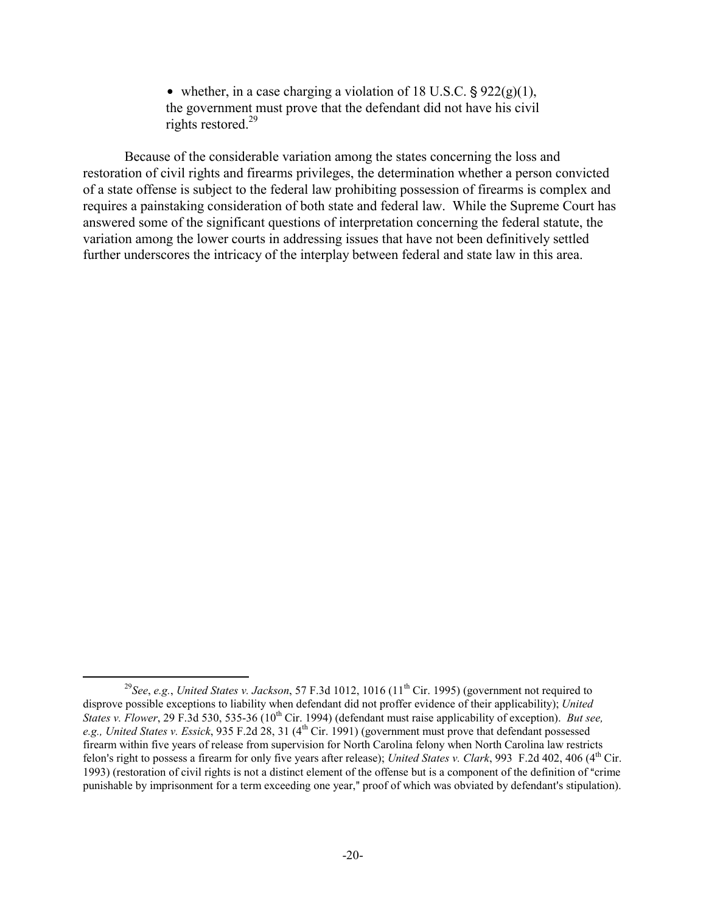- whether, in a case charging a violation of 18 U.S.C. § 922(g)(1), the government must prove that the defendant did not have his civil rights restored.[29]

Because of the considerable variation among the states concerning the loss and restoration of civil rights and firearms privileges, the determination whether a person convicted of a state offense is subject to the federal law prohibiting possession of firearms is complex and requires a painstaking consideration of both state and federal law. While the Supreme Court has answered some of the significant questions of interpretation concerning the federal statute, the variation among the lower courts in addressing issues that have not been definitively settled further underscores the intricacy of the interplay between federal and state law in this area.

---

[29] *See*, *e.g.*, *United States v. Jackson*, 57 F.3d 1012, 1016 (11th Cir. 1995) (government not required to disprove possible exceptions to liability when defendant did not proffer evidence of their applicability); *United States v. Flower*, 29 F.3d 530, 535-36 (10th Cir. 1994) (defendant must raise applicability of exception). *But see, e.g., United States v. Essick*, 935 F.2d 28, 31 (4th Cir. 1991) (government must prove that defendant possessed firearm within five years of release from supervision for North Carolina felony when North Carolina law restricts felon's right to possess a firearm for only five years after release); *United States v. Clark*, 993 F.2d 402, 406 (4th Cir. 1993) (restoration of civil rights is not a distinct element of the offense but is a component of the definition of "crime punishable by imprisonment for a term exceeding one year," proof of which was obviated by defendant's stipulation).